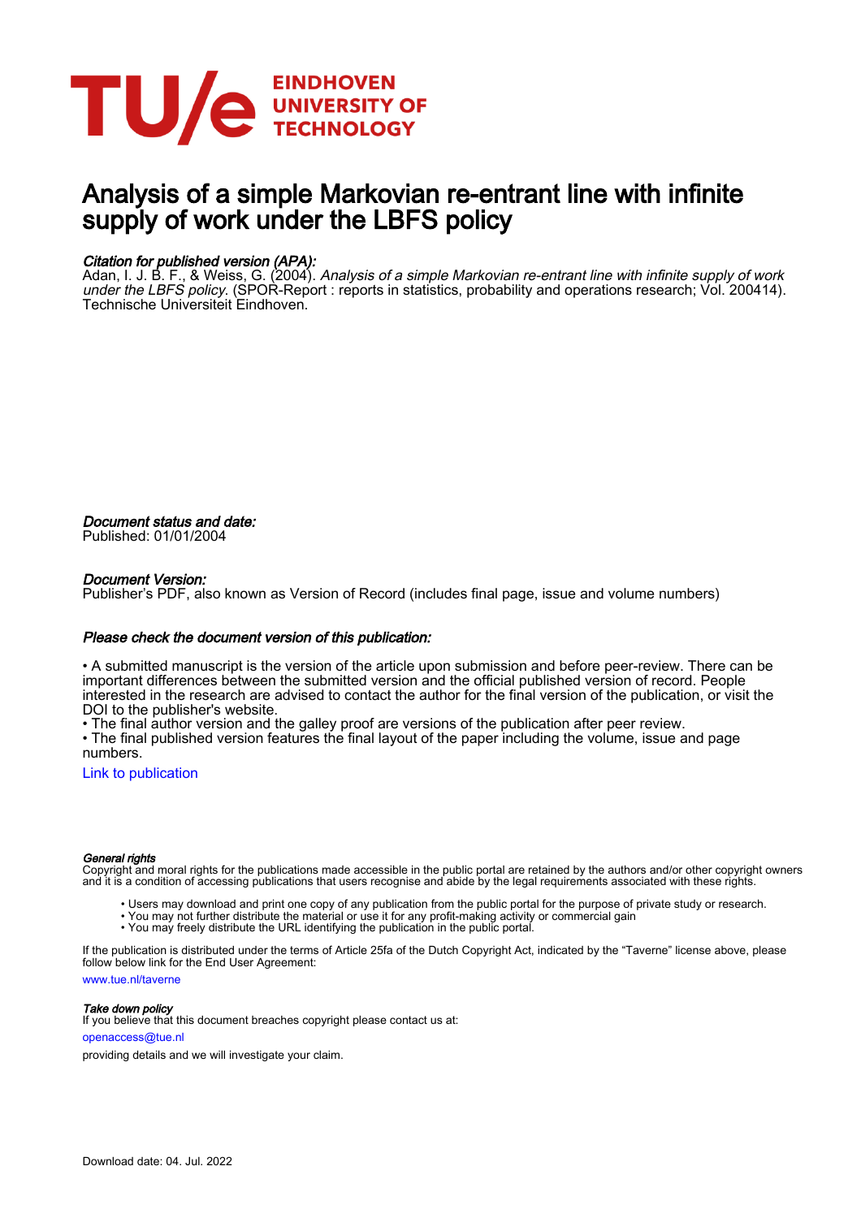# Analysis of a simple Markovian re-entrant line with infinite supply of work under the LBFS policy

*Citation for published version (APA):*
Adan, I. J. B. F., & Weiss, G. (2004). *Analysis of a simple Markovian re-entrant line with infinite supply of work under the LBFS policy.* (SPOR-Report : reports in statistics, probability and operations research; Vol. 200414). Technische Universiteit Eindhoven.

*Document status and date:*
Published: 01/01/2004

*Document Version:*
Publisher's PDF, also known as Version of Record (includes final page, issue and volume numbers)

*Please check the document version of this publication:*

• A submitted manuscript is the version of the article upon submission and before peer-review. There can be important differences between the submitted version and the official published version of record. People interested in the research are advised to contact the author for the final version of the publication, or visit the DOI to the publisher's website.
• The final author version and the galley proof are versions of the publication after peer review.
• The final published version features the final layout of the paper including the volume, issue and page numbers.

Link to publication

*General rights*
Copyright and moral rights for the publications made accessible in the public portal are retained by the authors and/or other copyright owners and it is a condition of accessing publications that users recognise and abide by the legal requirements associated with these rights.

• Users may download and print one copy of any publication from the public portal for the purpose of private study or research.
• You may not further distribute the material or use it for any profit-making activity or commercial gain
• You may freely distribute the URL identifying the publication in the public portal.

If the publication is distributed under the terms of Article 25fa of the Dutch Copyright Act, indicated by the "Taverne" license above, please follow below link for the End User Agreement:

www.tue.nl/taverne

*Take down policy*
If you believe that this document breaches copyright please contact us at:

openaccess@tue.nl

providing details and we will investigate your claim.

Download date: 04. Jul. 2022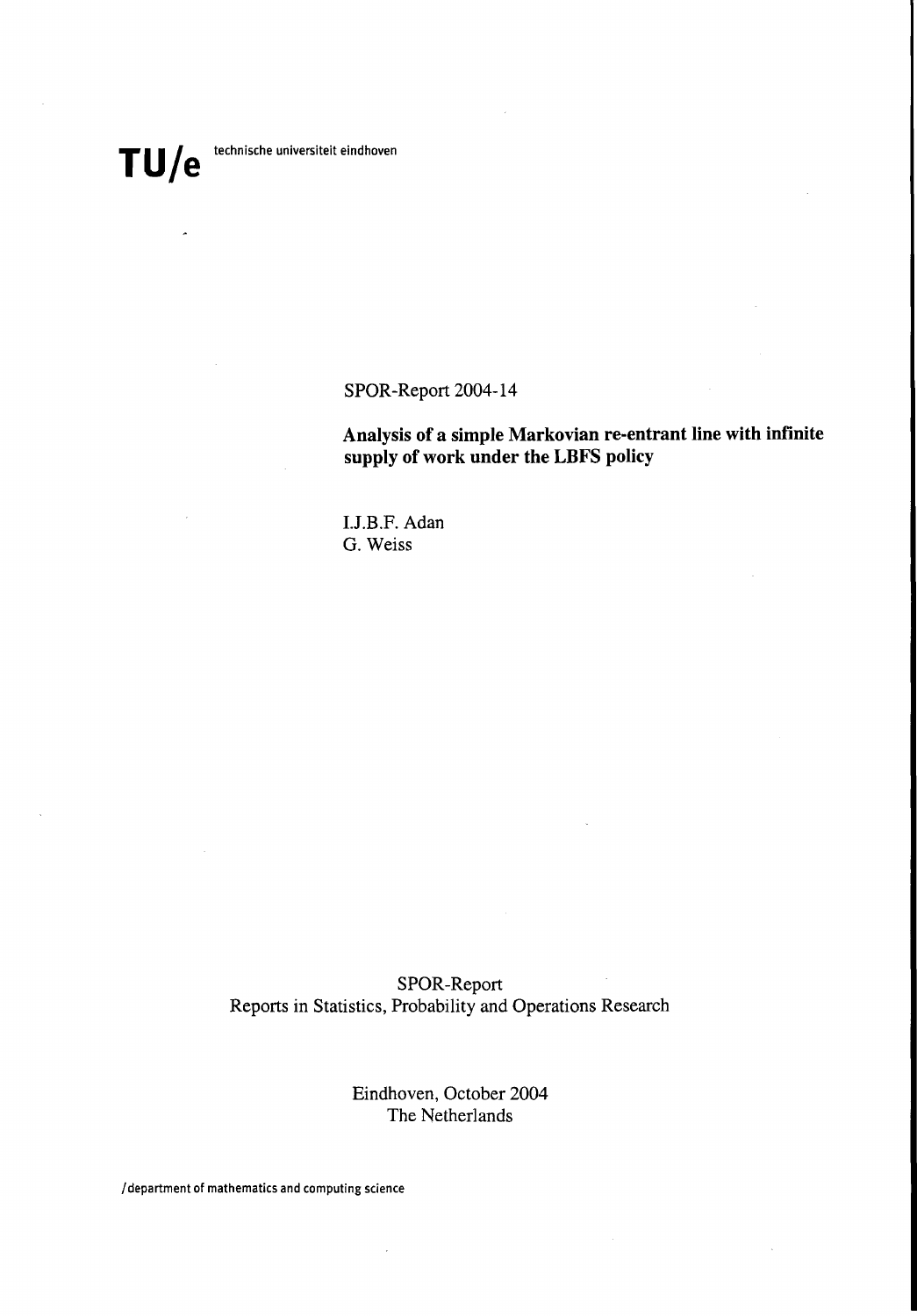**TU/e** technische universiteit eindhoven

SPOR-Report 2004-14

**Analysis of a simple Markovian re-entrant line with infinite supply of work under the LBFS policy**

I.J.B.F. Adan
G. Weiss

SPOR-Report
Reports in Statistics, Probability and Operations Research

Eindhoven, October 2004
The Netherlands

/department of mathematics and computing science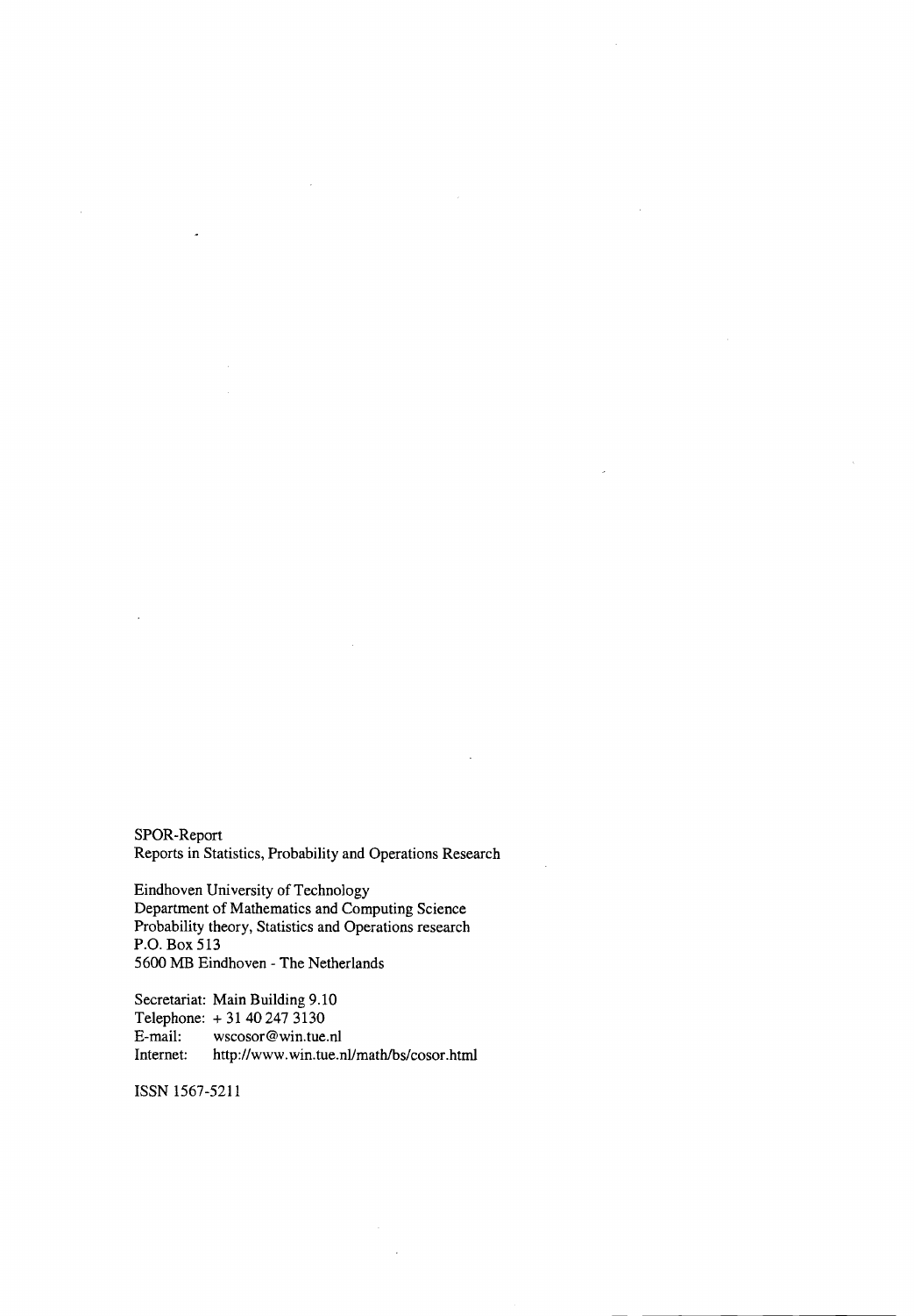SPOR-Report
Reports in Statistics, Probability and Operations Research

Eindhoven University of Technology
Department of Mathematics and Computing Science
Probability theory, Statistics and Operations research
P.O. Box 513
5600 MB Eindhoven - The Netherlands

Secretariat: Main Building 9.10
Telephone: + 31 40 247 3130
E-mail: wscosor@win.tue.nl
Internet: http://www.win.tue.nl/math/bs/cosor.html

ISSN 1567-5211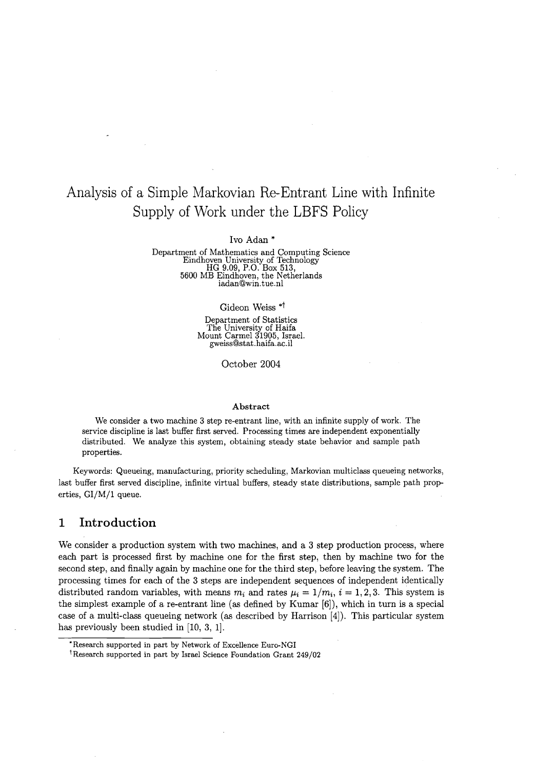# Analysis of a Simple Markovian Re-Entrant Line with Infinite Supply of Work under the LBFS Policy

Ivo Adan *

Department of Mathematics and Computing Science
Eindhoven University of Technology
HG 9.09, P.O. Box 513,
5600 MB Eindhoven, the Netherlands
iadan@win.tue.nl

Gideon Weiss *†

Department of Statistics
The University of Haifa
Mount Carmel 31905, Israel.
gweiss@stat.haifa.ac.il

October 2004

### Abstract

We consider a two machine 3 step re-entrant line, with an infinite supply of work. The service discipline is last buffer first served. Processing times are independent exponentially distributed. We analyze this system, obtaining steady state behavior and sample path properties.

Keywords: Queueing, manufacturing, priority scheduling, Markovian multiclass queueing networks, last buffer first served discipline, infinite virtual buffers, steady state distributions, sample path properties, GI/M/1 queue.

## 1 Introduction

We consider a production system with two machines, and a 3 step production process, where each part is processed first by machine one for the first step, then by machine two for the second step, and finally again by machine one for the third step, before leaving the system. The processing times for each of the 3 steps are independent sequences of independent identically distributed random variables, with means $m_i$ and rates $\mu_i = 1/m_i$, $i = 1, 2, 3$. This system is the simplest example of a re-entrant line (as defined by Kumar [6]), which in turn is a special case of a multi-class queueing network (as described by Harrison [4]). This particular system has previously been studied in [10, 3, 1].

*Research supported in part by Network of Excellence Euro-NGI

†Research supported in part by Israel Science Foundation Grant 249/02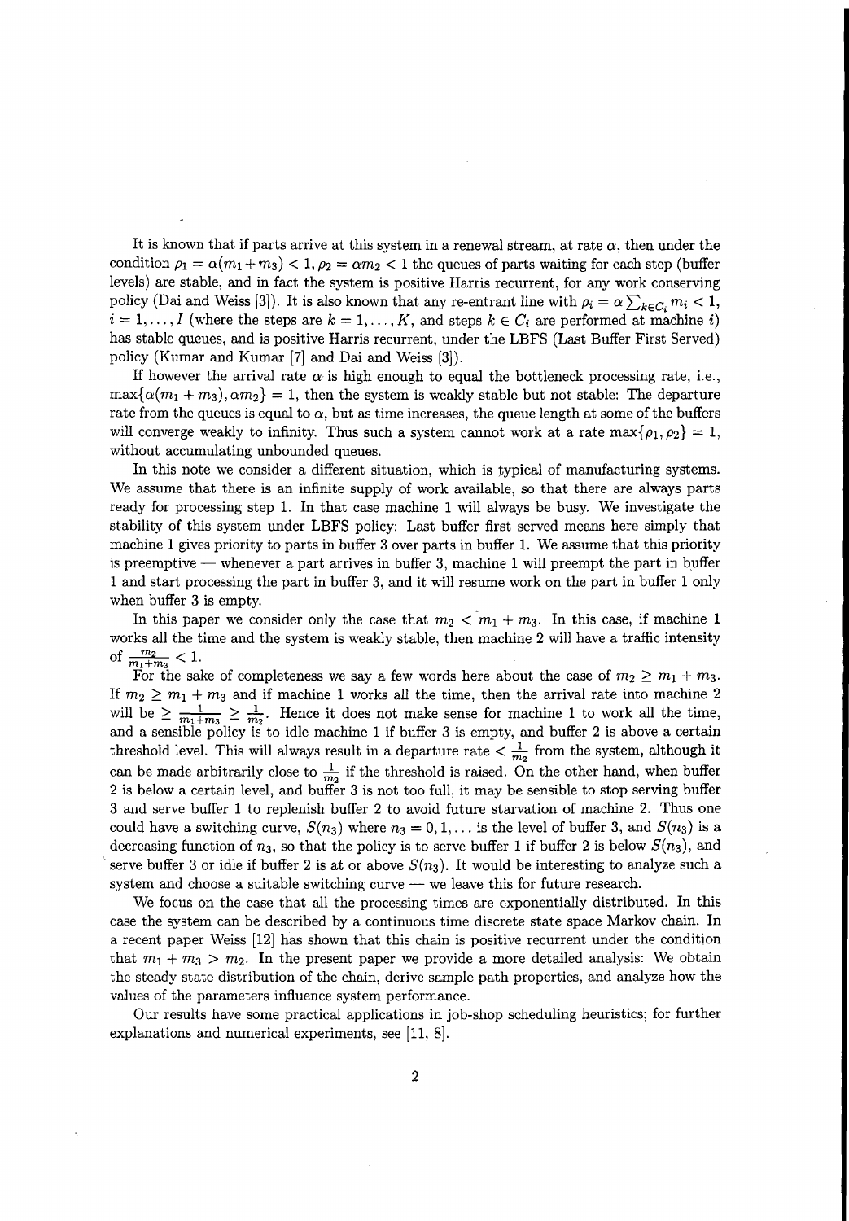It is known that if parts arrive at this system in a renewal stream, at rate $\alpha$, then under the condition $\rho_1 = \alpha(m_1 + m_3) < 1, \rho_2 = \alpha m_2 < 1$ the queues of parts waiting for each step (buffer levels) are stable, and in fact the system is positive Harris recurrent, for any work conserving policy (Dai and Weiss [3]). It is also known that any re-entrant line with $\rho_i = \alpha \sum_{k \in C_i} m_i < 1$, $i = 1, \ldots, I$ (where the steps are $k = 1, \ldots, K$, and steps $k \in C_i$ are performed at machine $i$) has stable queues, and is positive Harris recurrent, under the LBFS (Last Buffer First Served) policy (Kumar and Kumar [7] and Dai and Weiss [3]).

If however the arrival rate $\alpha$ is high enough to equal the bottleneck processing rate, i.e., $\max\{\alpha(m_1 + m_3), \alpha m_2\} = 1$, then the system is weakly stable but not stable: The departure rate from the queues is equal to $\alpha$, but as time increases, the queue length at some of the buffers will converge weakly to infinity. Thus such a system cannot work at a rate $\max\{\rho_1, \rho_2\} = 1$, without accumulating unbounded queues.

In this note we consider a different situation, which is typical of manufacturing systems. We assume that there is an infinite supply of work available, so that there are always parts ready for processing step 1. In that case machine 1 will always be busy. We investigate the stability of this system under LBFS policy: Last buffer first served means here simply that machine 1 gives priority to parts in buffer 3 over parts in buffer 1. We assume that this priority is preemptive — whenever a part arrives in buffer 3, machine 1 will preempt the part in buffer 1 and start processing the part in buffer 3, and it will resume work on the part in buffer 1 only when buffer 3 is empty.

In this paper we consider only the case that $m_2 < m_1 + m_3$. In this case, if machine 1 works all the time and the system is weakly stable, then machine 2 will have a traffic intensity of $\frac{m_2}{m_1+m_3} < 1$.

For the sake of completeness we say a few words here about the case of $m_2 \geq m_1 + m_3$. If $m_2 \geq m_1 + m_3$ and if machine 1 works all the time, then the arrival rate into machine 2 will be $\geq \frac{1}{m_1+m_3} \geq \frac{1}{m_2}$. Hence it does not make sense for machine 1 to work all the time, and a sensible policy is to idle machine 1 if buffer 3 is empty, and buffer 2 is above a certain threshold level. This will always result in a departure rate $< \frac{1}{m_2}$ from the system, although it can be made arbitrarily close to $\frac{1}{m_2}$ if the threshold is raised. On the other hand, when buffer 2 is below a certain level, and buffer 3 is not too full, it may be sensible to stop serving buffer 3 and serve buffer 1 to replenish buffer 2 to avoid future starvation of machine 2. Thus one could have a switching curve, $S(n_3)$ where $n_3 = 0, 1, \ldots$ is the level of buffer 3, and $S(n_3)$ is a decreasing function of $n_3$, so that the policy is to serve buffer 1 if buffer 2 is below $S(n_3)$, and serve buffer 3 or idle if buffer 2 is at or above $S(n_3)$. It would be interesting to analyze such a system and choose a suitable switching curve — we leave this for future research.

We focus on the case that all the processing times are exponentially distributed. In this case the system can be described by a continuous time discrete state space Markov chain. In a recent paper Weiss [12] has shown that this chain is positive recurrent under the condition that $m_1 + m_3 > m_2$. In the present paper we provide a more detailed analysis: We obtain the steady state distribution of the chain, derive sample path properties, and analyze how the values of the parameters influence system performance.

Our results have some practical applications in job-shop scheduling heuristics; for further explanations and numerical experiments, see [11, 8].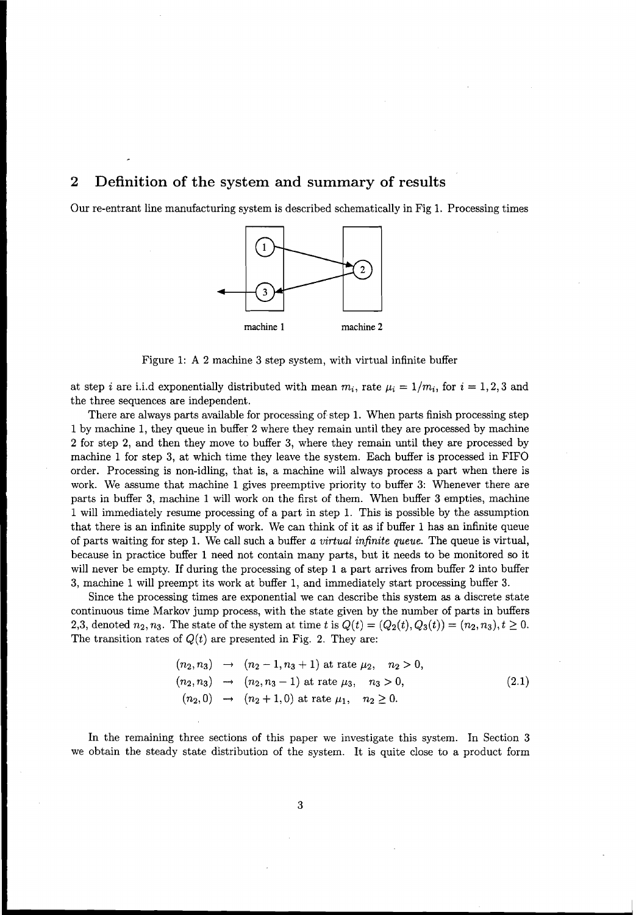## 2 Definition of the system and summary of results

Our re-entrant line manufacturing system is described schematically in Fig 1. Processing times

Figure 1: A 2 machine 3 step system, with virtual infinite buffer

at step $i$ are i.i.d exponentially distributed with mean $m_i$, rate $\mu_i = 1/m_i$, for $i = 1, 2, 3$ and the three sequences are independent.

There are always parts available for processing of step 1. When parts finish processing step 1 by machine 1, they queue in buffer 2 where they remain until they are processed by machine 2 for step 2, and then they move to buffer 3, where they remain until they are processed by machine 1 for step 3, at which time they leave the system. Each buffer is processed in FIFO order. Processing is non-idling, that is, a machine will always process a part when there is work. We assume that machine 1 gives preemptive priority to buffer 3: Whenever there are parts in buffer 3, machine 1 will work on the first of them. When buffer 3 empties, machine 1 will immediately resume processing of a part in step 1. This is possible by the assumption that there is an infinite supply of work. We can think of it as if buffer 1 has an infinite queue of parts waiting for step 1. We call such a buffer *a virtual infinite queue*. The queue is virtual, because in practice buffer 1 need not contain many parts, but it needs to be monitored so it will never be empty. If during the processing of step 1 a part arrives from buffer 2 into buffer 3, machine 1 will preempt its work at buffer 1, and immediately start processing buffer 3.

Since the processing times are exponential we can describe this system as a discrete state continuous time Markov jump process, with the state given by the number of parts in buffers 2,3, denoted $n_2, n_3$. The state of the system at time $t$ is $Q(t) = (Q_2(t), Q_3(t)) = (n_2, n_3), t \geq 0$. The transition rates of $Q(t)$ are presented in Fig. 2. They are:

$$
\begin{aligned}
(n_2, n_3) &\rightarrow (n_2 - 1, n_3 + 1) \text{ at rate } \mu_2, \quad n_2 > 0, \\
(n_2, n_3) &\rightarrow (n_2, n_3 - 1) \text{ at rate } \mu_3, \quad n_3 > 0, \\
(n_2, 0) &\rightarrow (n_2 + 1, 0) \text{ at rate } \mu_1, \quad n_2 \geq 0.
\end{aligned} \tag{2.1}
$$

In the remaining three sections of this paper we investigate this system. In Section 3 we obtain the steady state distribution of the system. It is quite close to a product form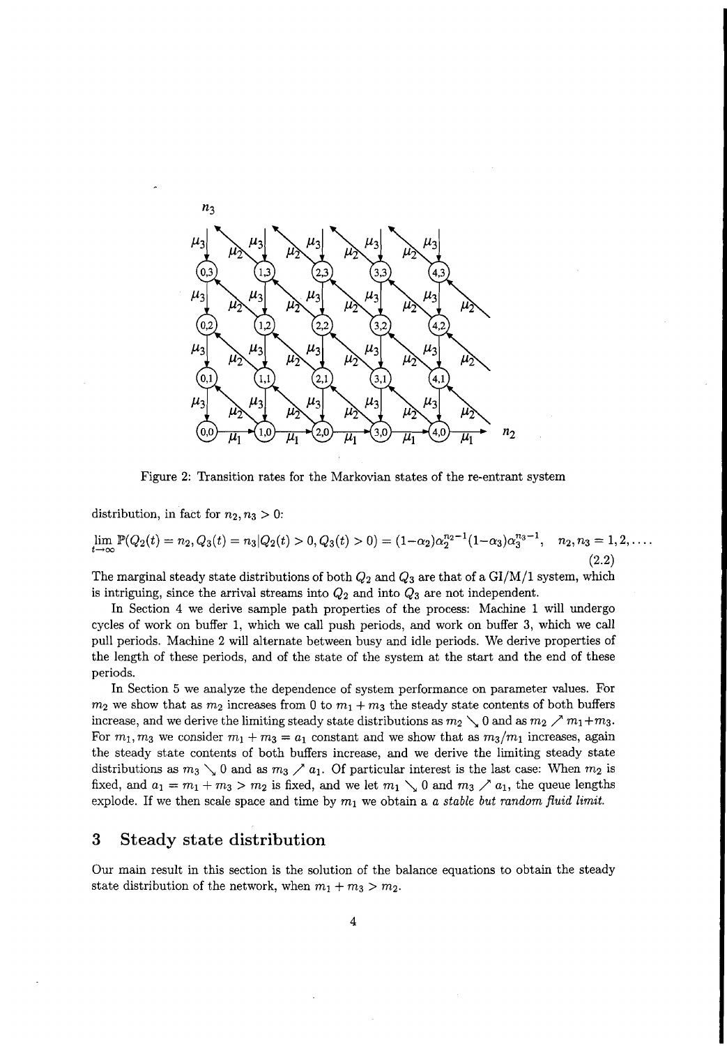Figure 2: Transition rates for the Markovian states of the re-entrant system

distribution, in fact for $n_2, n_3 > 0$:

$$\lim_{t\to\infty} \mathbb{P}(Q_2(t) = n_2, Q_3(t) = n_3 | Q_2(t) > 0, Q_3(t) > 0) = (1-\alpha_2)\alpha_2^{n_2-1}(1-\alpha_3)\alpha_3^{n_3-1}, \quad n_2, n_3 = 1, 2, \ldots. \tag{2.2}$$

The marginal steady state distributions of both $Q_2$ and $Q_3$ are that of a GI/M/1 system, which is intriguing, since the arrival streams into $Q_2$ and into $Q_3$ are not independent.

In Section 4 we derive sample path properties of the process: Machine 1 will undergo cycles of work on buffer 1, which we call push periods, and work on buffer 3, which we call pull periods. Machine 2 will alternate between busy and idle periods. We derive properties of the length of these periods, and of the state of the system at the start and the end of these periods.

In Section 5 we analyze the dependence of system performance on parameter values. For $m_2$ we show that as $m_2$ increases from 0 to $m_1 + m_3$ the steady state contents of both buffers increase, and we derive the limiting steady state distributions as $m_2 \searrow 0$ and as $m_2 \nearrow m_1 + m_3$. For $m_1, m_3$ we consider $m_1 + m_3 = a_1$ constant and we show that as $m_3/m_1$ increases, again the steady state contents of both buffers increase, and we derive the limiting steady state distributions as $m_3 \searrow 0$ and as $m_3 \nearrow a_1$. Of particular interest is the last case: When $m_2$ is fixed, and $a_1 = m_1 + m_3 > m_2$ is fixed, and we let $m_1 \searrow 0$ and $m_3 \nearrow a_1$, the queue lengths explode. If we then scale space and time by $m_1$ we obtain a *a stable but random fluid limit*.

## 3 Steady state distribution

Our main result in this section is the solution of the balance equations to obtain the steady state distribution of the network, when $m_1 + m_3 > m_2$.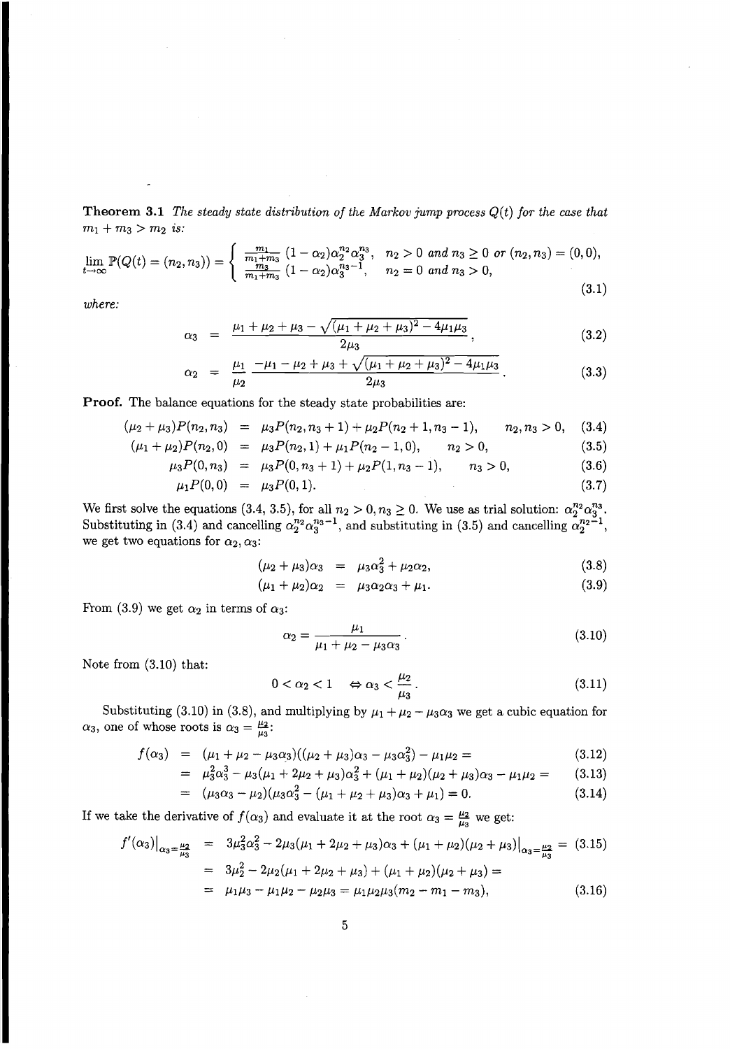**Theorem 3.1** *The steady state distribution of the Markov jump process $Q(t)$ for the case that $m_1 + m_3 > m_2$ is:*

$$\lim_{t\to\infty} \mathbb{P}(Q(t) = (n_2, n_3)) = \begin{cases} \frac{m_1}{m_1+m_3}(1-\alpha_2)\alpha_2^{n_2}\alpha_3^{n_3}, & n_2 > 0 \text{ and } n_3 \geq 0 \text{ or } (n_2, n_3) = (0,0), \\ \frac{m_3}{m_1+m_3}(1-\alpha_2)\alpha_3^{n_3-1}, & n_2 = 0 \text{ and } n_3 > 0, \end{cases} \tag{3.1}$$

*where:*

$$\alpha_3 = \frac{\mu_1 + \mu_2 + \mu_3 - \sqrt{(\mu_1+\mu_2+\mu_3)^2 - 4\mu_1\mu_3}}{2\mu_3}, \tag{3.2}$$

$$\alpha_2 = \frac{\mu_1}{\mu_2} \frac{-\mu_1 - \mu_2 + \mu_3 + \sqrt{(\mu_1+\mu_2+\mu_3)^2 - 4\mu_1\mu_3}}{2\mu_3}. \tag{3.3}$$

**Proof.** The balance equations for the steady state probabilities are:

$$(\mu_2 + \mu_3)P(n_2, n_3) = \mu_3 P(n_2, n_3+1) + \mu_2 P(n_2+1, n_3-1), \qquad n_2, n_3 > 0, \tag{3.4}$$

$$(\mu_1 + \mu_2)P(n_2, 0) = \mu_3 P(n_2, 1) + \mu_1 P(n_2 - 1, 0), \qquad n_2 > 0, \tag{3.5}$$

$$\mu_3 P(0, n_3) = \mu_3 P(0, n_3+1) + \mu_2 P(1, n_3-1), \qquad n_3 > 0, \tag{3.6}$$

$$\mu_1 P(0,0) = \mu_3 P(0,1). \tag{3.7}$$

We first solve the equations (3.4, 3.5), for all $n_2 > 0, n_3 \geq 0$. We use as trial solution: $\alpha_2^{n_2}\alpha_3^{n_3}$. Substituting in (3.4) and cancelling $\alpha_2^{n_2}\alpha_3^{n_3-1}$, and substituting in (3.5) and cancelling $\alpha_2^{n_2-1}$, we get two equations for $\alpha_2, \alpha_3$:

$$(\mu_2 + \mu_3)\alpha_3 = \mu_3\alpha_3^2 + \mu_2\alpha_2, \tag{3.8}$$

$$(\mu_1 + \mu_2)\alpha_2 = \mu_3\alpha_2\alpha_3 + \mu_1. \tag{3.9}$$

From (3.9) we get $\alpha_2$ in terms of $\alpha_3$:

$$\alpha_2 = \frac{\mu_1}{\mu_1 + \mu_2 - \mu_3\alpha_3}. \tag{3.10}$$

Note from (3.10) that:

$$0 < \alpha_2 < 1 \quad \Leftrightarrow \alpha_3 < \frac{\mu_2}{\mu_3}. \tag{3.11}$$

Substituting (3.10) in (3.8), and multiplying by $\mu_1 + \mu_2 - \mu_3\alpha_3$ we get a cubic equation for $\alpha_3$, one of whose roots is $\alpha_3 = \frac{\mu_2}{\mu_3}$:

$$\begin{aligned} f(\alpha_3) &= (\mu_1 + \mu_2 - \mu_3\alpha_3)((\mu_2+\mu_3)\alpha_3 - \mu_3\alpha_3^2) - \mu_1\mu_2 = &(3.12) \\ &= \mu_3^2\alpha_3^3 - \mu_3(\mu_1 + 2\mu_2 + \mu_3)\alpha_3^2 + (\mu_1+\mu_2)(\mu_2+\mu_3)\alpha_3 - \mu_1\mu_2 = &(3.13) \\ &= (\mu_3\alpha_3 - \mu_2)(\mu_3\alpha_3^2 - (\mu_1+\mu_2+\mu_3)\alpha_3 + \mu_1) = 0. &(3.14) \end{aligned}$$

If we take the derivative of $f(\alpha_3)$ and evaluate it at the root $\alpha_3 = \frac{\mu_2}{\mu_3}$ we get:

$$\begin{aligned} f'(\alpha_3)\big|_{\alpha_3 = \frac{\mu_2}{\mu_3}} &= 3\mu_3^2\alpha_3^2 - 2\mu_3(\mu_1 + 2\mu_2 + \mu_3)\alpha_3 + (\mu_1+\mu_2)(\mu_2+\mu_3)\big|_{\alpha_3=\frac{\mu_2}{\mu_3}} = &(3.15) \\ &= 3\mu_2^2 - 2\mu_2(\mu_1 + 2\mu_2 + \mu_3) + (\mu_1+\mu_2)(\mu_2+\mu_3) = & \\ &= \mu_1\mu_3 - \mu_1\mu_2 - \mu_2\mu_3 = \mu_1\mu_2\mu_3(m_2 - m_1 - m_3), &(3.16) \end{aligned}$$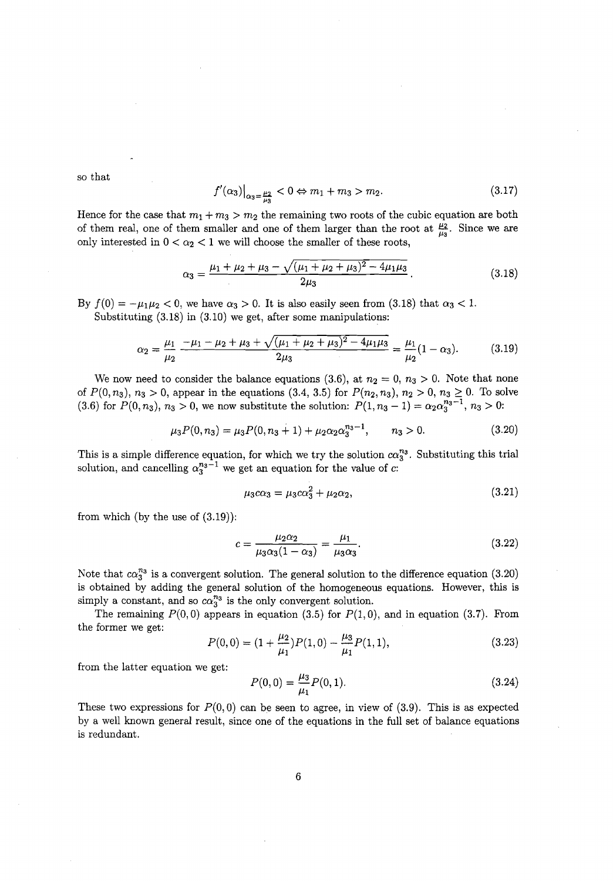so that

$$
f'(\alpha_3)\big|_{\alpha_3=\frac{\mu_2}{\mu_3}} < 0 \Leftrightarrow m_1 + m_3 > m_2. \tag{3.17}
$$

Hence for the case that $m_1 + m_3 > m_2$ the remaining two roots of the cubic equation are both of them real, one of them smaller and one of them larger than the root at $\frac{\mu_2}{\mu_3}$. Since we are only interested in $0 < \alpha_2 < 1$ we will choose the smaller of these roots,

$$
\alpha_3 = \frac{\mu_1 + \mu_2 + \mu_3 - \sqrt{(\mu_1 + \mu_2 + \mu_3)^2 - 4\mu_1\mu_3}}{2\mu_3}. \tag{3.18}
$$

By $f(0) = -\mu_1\mu_2 < 0$, we have $\alpha_3 > 0$. It is also easily seen from (3.18) that $\alpha_3 < 1$.

Substituting (3.18) in (3.10) we get, after some manipulations:

$$
\alpha_2 = \frac{\mu_1}{\mu_2} \frac{-\mu_1 - \mu_2 + \mu_3 + \sqrt{(\mu_1 + \mu_2 + \mu_3)^2 - 4\mu_1\mu_3}}{2\mu_3} = \frac{\mu_1}{\mu_2}(1 - \alpha_3). \tag{3.19}
$$

We now need to consider the balance equations (3.6), at $n_2 = 0$, $n_3 > 0$. Note that none of $P(0, n_3)$, $n_3 > 0$, appear in the equations (3.4, 3.5) for $P(n_2, n_3)$, $n_2 > 0$, $n_3 \geq 0$. To solve (3.6) for $P(0, n_3)$, $n_3 > 0$, we now substitute the solution: $P(1, n_3 - 1) = \alpha_2 \alpha_3^{n_3 - 1}$, $n_3 > 0$:

$$
\mu_3 P(0, n_3) = \mu_3 P(0, n_3 + 1) + \mu_2 \alpha_2 \alpha_3^{n_3 - 1}, \qquad n_3 > 0. \tag{3.20}
$$

This is a simple difference equation, for which we try the solution $c\alpha_3^{n_3}$. Substituting this trial solution, and cancelling $\alpha_3^{n_3 - 1}$ we get an equation for the value of $c$:

$$
\mu_3 c \alpha_3 = \mu_3 c \alpha_3^2 + \mu_2 \alpha_2, \tag{3.21}
$$

from which (by the use of (3.19)):

$$
c = \frac{\mu_2 \alpha_2}{\mu_3 \alpha_3 (1 - \alpha_3)} = \frac{\mu_1}{\mu_3 \alpha_3}. \tag{3.22}
$$

Note that $c\alpha_3^{n_3}$ is a convergent solution. The general solution to the difference equation (3.20) is obtained by adding the general solution of the homogeneous equations. However, this is simply a constant, and so $c\alpha_3^{n_3}$ is the only convergent solution.

The remaining $P(0,0)$ appears in equation (3.5) for $P(1,0)$, and in equation (3.7). From the former we get:

$$
P(0,0) = (1 + \frac{\mu_2}{\mu_1}) P(1,0) - \frac{\mu_3}{\mu_1} P(1,1), \tag{3.23}
$$

from the latter equation we get:

$$
P(0,0) = \frac{\mu_3}{\mu_1} P(0,1). \tag{3.24}
$$

These two expressions for $P(0,0)$ can be seen to agree, in view of (3.9). This is as expected by a well known general result, since one of the equations in the full set of balance equations is redundant.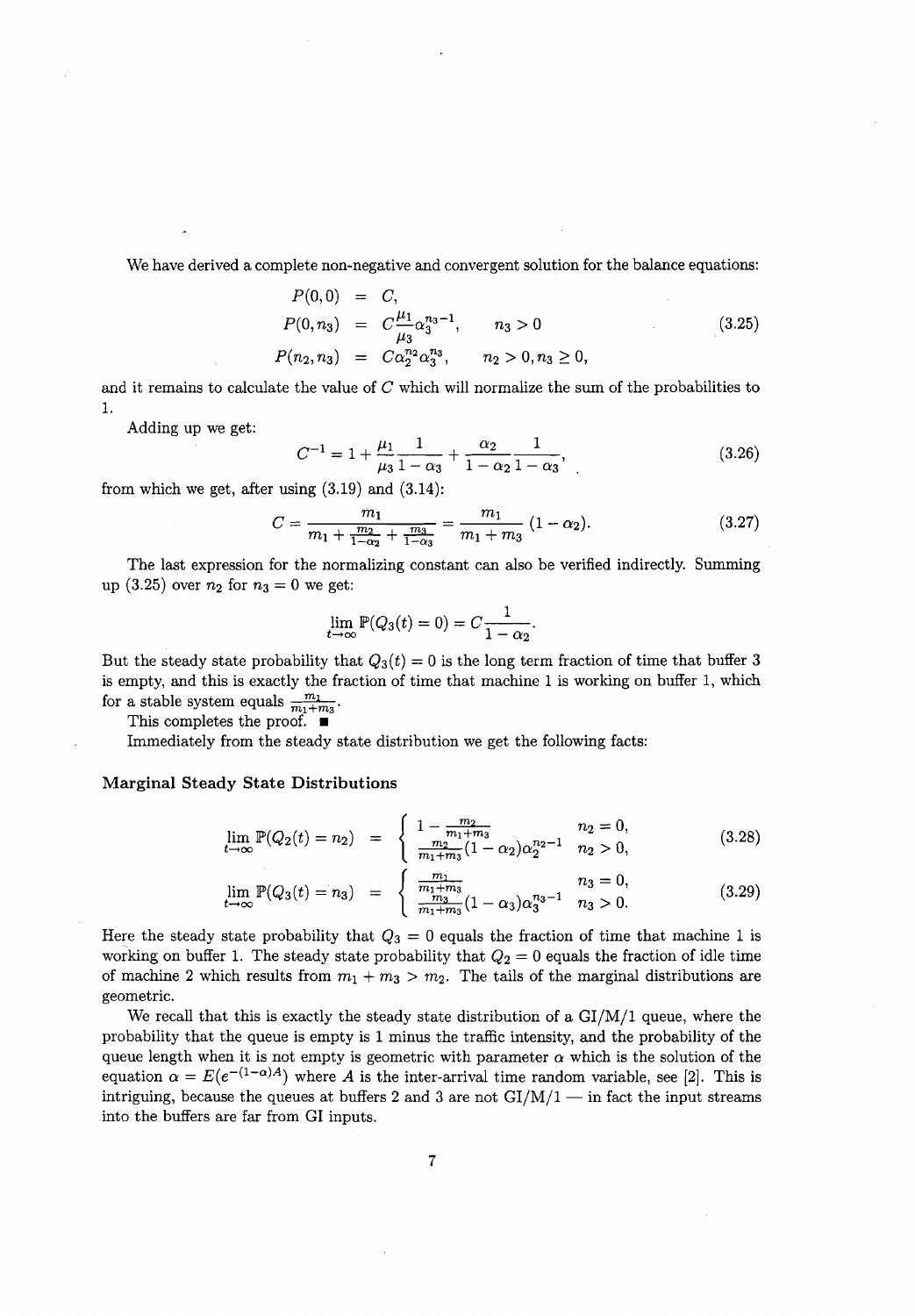We have derived a complete non-negative and convergent solution for the balance equations:

$$
\begin{aligned}
P(0,0) &= C, \\
P(0,n_3) &= C\frac{\mu_1}{\mu_3}\alpha_3^{n_3-1}, \qquad n_3 > 0 \\
P(n_2,n_3) &= C\alpha_2^{n_2}\alpha_3^{n_3}, \qquad n_2 > 0, n_3 \geq 0,
\end{aligned}
\tag{3.25}
$$

and it remains to calculate the value of $C$ which will normalize the sum of the probabilities to 1.

Adding up we get:

$$
C^{-1} = 1 + \frac{\mu_1}{\mu_3}\frac{1}{1-\alpha_3} + \frac{\alpha_2}{1-\alpha_2}\frac{1}{1-\alpha_3},
\tag{3.26}
$$

from which we get, after using (3.19) and (3.14):

$$
C = \frac{m_1}{m_1 + \frac{m_2}{1-\alpha_2} + \frac{m_3}{1-\alpha_3}} = \frac{m_1}{m_1 + m_3}(1-\alpha_2).
\tag{3.27}
$$

The last expression for the normalizing constant can also be verified indirectly. Summing up (3.25) over $n_2$ for $n_3 = 0$ we get:

$$
\lim_{t\to\infty} \mathbb{P}(Q_3(t) = 0) = C\frac{1}{1-\alpha_2}.
$$

But the steady state probability that $Q_3(t) = 0$ is the long term fraction of time that buffer 3 is empty, and this is exactly the fraction of time that machine 1 is working on buffer 1, which for a stable system equals $\frac{m_1}{m_1+m_3}$.

This completes the proof. ■

Immediately from the steady state distribution we get the following facts:

### Marginal Steady State Distributions

$$
\lim_{t\to\infty} \mathbb{P}(Q_2(t) = n_2) = \begin{cases} 1 - \frac{m_2}{m_1+m_3} & n_2 = 0, \\ \frac{m_2}{m_1+m_3}(1-\alpha_2)\alpha_2^{n_2-1} & n_2 > 0, \end{cases}
\tag{3.28}
$$

$$
\lim_{t\to\infty} \mathbb{P}(Q_3(t) = n_3) = \begin{cases} \frac{m_1}{m_1+m_3} & n_3 = 0, \\ \frac{m_3}{m_1+m_3}(1-\alpha_3)\alpha_3^{n_3-1} & n_3 > 0. \end{cases}
\tag{3.29}
$$

Here the steady state probability that $Q_3 = 0$ equals the fraction of time that machine 1 is working on buffer 1. The steady state probability that $Q_2 = 0$ equals the fraction of idle time of machine 2 which results from $m_1 + m_3 > m_2$. The tails of the marginal distributions are geometric.

We recall that this is exactly the steady state distribution of a GI/M/1 queue, where the probability that the queue is empty is 1 minus the traffic intensity, and the probability of the queue length when it is not empty is geometric with parameter $\alpha$ which is the solution of the equation $\alpha = E(e^{-(1-\alpha)A})$ where $A$ is the inter-arrival time random variable, see [2]. This is intriguing, because the queues at buffers 2 and 3 are not GI/M/1 — in fact the input streams into the buffers are far from GI inputs.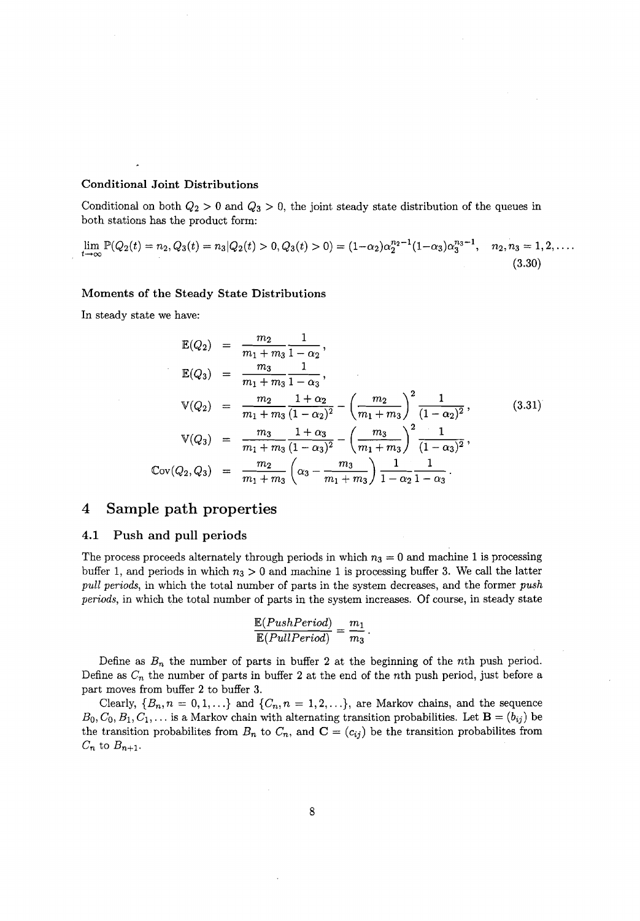#### Conditional Joint Distributions

Conditional on both $Q_2 > 0$ and $Q_3 > 0$, the joint steady state distribution of the queues in both stations has the product form:

$$\lim_{t\to\infty} \mathbb{P}(Q_2(t) = n_2, Q_3(t) = n_3 | Q_2(t) > 0, Q_3(t) > 0) = (1-\alpha_2)\alpha_2^{n_2-1}(1-\alpha_3)\alpha_3^{n_3-1}, \quad n_2, n_3 = 1, 2, \ldots. \tag{3.30}$$

#### Moments of the Steady State Distributions

In steady state we have:

$$\begin{aligned}
\mathbb{E}(Q_2) &= \frac{m_2}{m_1+m_3}\frac{1}{1-\alpha_2}, \\
\mathbb{E}(Q_3) &= \frac{m_3}{m_1+m_3}\frac{1}{1-\alpha_3}, \\
\mathbb{V}(Q_2) &= \frac{m_2}{m_1+m_3}\frac{1+\alpha_2}{(1-\alpha_2)^2} - \left(\frac{m_2}{m_1+m_3}\right)^2 \frac{1}{(1-\alpha_2)^2}, \\
\mathbb{V}(Q_3) &= \frac{m_3}{m_1+m_3}\frac{1+\alpha_3}{(1-\alpha_3)^2} - \left(\frac{m_3}{m_1+m_3}\right)^2 \frac{1}{(1-\alpha_3)^2}, \\
\mathbb{C}\mathrm{ov}(Q_2, Q_3) &= \frac{m_2}{m_1+m_3}\left(\alpha_3 - \frac{m_3}{m_1+m_3}\right)\frac{1}{1-\alpha_2}\frac{1}{1-\alpha_3}.
\end{aligned} \tag{3.31}$$

# 4 Sample path properties

## 4.1 Push and pull periods

The process proceeds alternately through periods in which $n_3 = 0$ and machine 1 is processing buffer 1, and periods in which $n_3 > 0$ and machine 1 is processing buffer 3. We call the latter *pull periods*, in which the total number of parts in the system decreases, and the former *push periods*, in which the total number of parts in the system increases. Of course, in steady state

$$\frac{\mathbb{E}(PushPeriod)}{\mathbb{E}(PullPeriod)} = \frac{m_1}{m_3}.$$

Define as $B_n$ the number of parts in buffer 2 at the beginning of the $n$th push period. Define as $C_n$ the number of parts in buffer 2 at the end of the $n$th push period, just before a part moves from buffer 2 to buffer 3.

Clearly, $\{B_n, n = 0, 1, \ldots\}$ and $\{C_n, n = 1, 2, \ldots\}$, are Markov chains, and the sequence $B_0, C_0, B_1, C_1, \ldots$ is a Markov chain with alternating transition probabilities. Let $\mathbf{B} = (b_{ij})$ be the transition probabilites from $B_n$ to $C_n$, and $\mathbf{C} = (c_{ij})$ be the transition probabilites from $C_n$ to $B_{n+1}$.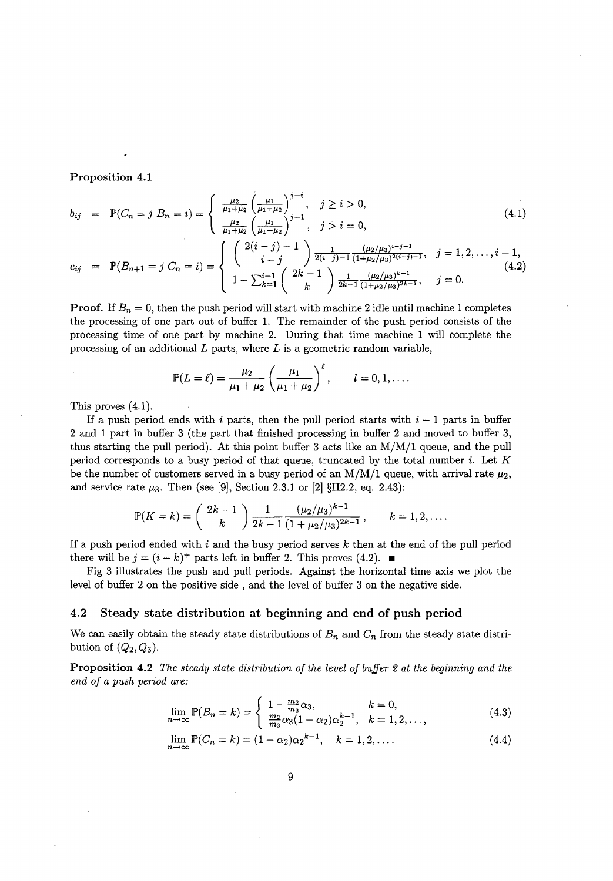**Proposition 4.1**

$$b_{ij} = \mathbb{P}(C_n = j | B_n = i) = \begin{cases} \frac{\mu_2}{\mu_1+\mu_2}\left(\frac{\mu_1}{\mu_1+\mu_2}\right)^{j-i}, & j \geq i > 0, \\ \frac{\mu_2}{\mu_1+\mu_2}\left(\frac{\mu_1}{\mu_1+\mu_2}\right)^{j-1}, & j > i = 0, \end{cases} \tag{4.1}$$

$$c_{ij} = \mathbb{P}(B_{n+1} = j | C_n = i) = \begin{cases} \binom{2(i-j)-1}{i-j} \frac{1}{2(i-j)-1} \frac{(\mu_2/\mu_3)^{i-j-1}}{(1+\mu_2/\mu_3)^{2(i-j)-1}}, & j = 1, 2, \ldots, i-1, \\ 1 - \sum_{k=1}^{i-1} \binom{2k-1}{k} \frac{1}{2k-1} \frac{(\mu_2/\mu_3)^{k-1}}{(1+\mu_2/\mu_3)^{2k-1}}, & j = 0. \end{cases} \tag{4.2}$$

**Proof.** If $B_n = 0$, then the push period will start with machine 2 idle until machine 1 completes the processing of one part out of buffer 1. The remainder of the push period consists of the processing time of one part by machine 2. During that time machine 1 will complete the processing of an additional $L$ parts, where $L$ is a geometric random variable,

$$\mathbb{P}(L = \ell) = \frac{\mu_2}{\mu_1 + \mu_2}\left(\frac{\mu_1}{\mu_1 + \mu_2}\right)^{\ell}, \qquad l = 0, 1, \ldots.$$

This proves (4.1).

If a push period ends with $i$ parts, then the pull period starts with $i - 1$ parts in buffer 2 and 1 part in buffer 3 (the part that finished processing in buffer 2 and moved to buffer 3, thus starting the pull period). At this point buffer 3 acts like an M/M/1 queue, and the pull period corresponds to a busy period of that queue, truncated by the total number $i$. Let $K$ be the number of customers served in a busy period of an M/M/1 queue, with arrival rate $\mu_2$, and service rate $\mu_3$. Then (see [9], Section 2.3.1 or [2] §II2.2, eq. 2.43):

$$\mathbb{P}(K = k) = \binom{2k-1}{k} \frac{1}{2k-1} \frac{(\mu_2/\mu_3)^{k-1}}{(1+\mu_2/\mu_3)^{2k-1}}, \qquad k = 1, 2, \ldots.$$

If a push period ended with $i$ and the busy period serves $k$ then at the end of the pull period there will be $j = (i-k)^+$ parts left in buffer 2. This proves (4.2). ■

Fig 3 illustrates the push and pull periods. Against the horizontal time axis we plot the level of buffer 2 on the positive side , and the level of buffer 3 on the negative side.

### 4.2 Steady state distribution at beginning and end of push period

We can easily obtain the steady state distributions of $B_n$ and $C_n$ from the steady state distribution of $(Q_2, Q_3)$.

**Proposition 4.2** *The steady state distribution of the level of buffer 2 at the beginning and the end of a push period are:*

$$\lim_{n\to\infty} \mathbb{P}(B_n = k) = \begin{cases} 1 - \frac{m_2}{m_3}\alpha_3, & k = 0, \\ \frac{m_2}{m_3}\alpha_3(1-\alpha_2)\alpha_2^{k-1}, & k = 1, 2, \ldots, \end{cases} \tag{4.3}$$

$$\lim_{n\to\infty} \mathbb{P}(C_n = k) = (1-\alpha_2)\alpha_2^{k-1}, \quad k = 1, 2, \ldots. \tag{4.4}$$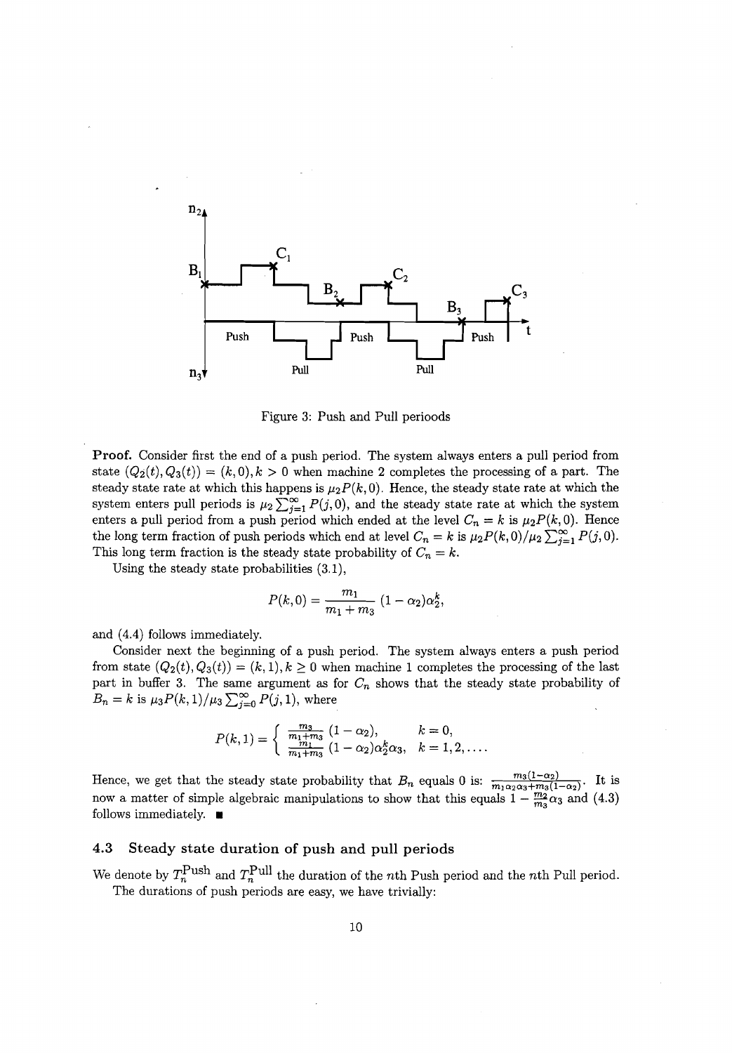Figure 3: Push and Pull perioods

**Proof.** Consider first the end of a push period. The system always enters a pull period from state $(Q_2(t), Q_3(t)) = (k, 0), k > 0$ when machine 2 completes the processing of a part. The steady state rate at which this happens is $\mu_2 P(k, 0)$. Hence, the steady state rate at which the system enters pull periods is $\mu_2 \sum_{j=1}^{\infty} P(j, 0)$, and the steady state rate at which the system enters a pull period from a push period which ended at the level $C_n = k$ is $\mu_2 P(k, 0)$. Hence the long term fraction of push periods which end at level $C_n = k$ is $\mu_2 P(k, 0)/\mu_2 \sum_{j=1}^{\infty} P(j, 0)$. This long term fraction is the steady state probability of $C_n = k$.

Using the steady state probabilities (3.1),

$$P(k, 0) = \frac{m_1}{m_1 + m_3} (1 - \alpha_2)\alpha_2^k,$$

and (4.4) follows immediately.

Consider next the beginning of a push period. The system always enters a push period from state $(Q_2(t), Q_3(t)) = (k, 1), k \geq 0$ when machine 1 completes the processing of the last part in buffer 3. The same argument as for $C_n$ shows that the steady state probability of $B_n = k$ is $\mu_3 P(k, 1)/\mu_3 \sum_{j=0}^{\infty} P(j, 1)$, where

$$P(k, 1) = \begin{cases} \frac{m_3}{m_1 + m_3} (1 - \alpha_2), & k = 0, \\ \frac{m_1}{m_1 + m_3} (1 - \alpha_2)\alpha_2^k \alpha_3, & k = 1, 2, \ldots. \end{cases}$$

Hence, we get that the steady state probability that $B_n$ equals 0 is: $\frac{m_3(1-\alpha_2)}{m_1\alpha_2\alpha_3 + m_3(1-\alpha_2)}$. It is now a matter of simple algebraic manipulations to show that this equals $1 - \frac{m_2}{m_3}\alpha_3$ and (4.3) follows immediately. ∎

### 4.3 Steady state duration of push and pull periods

We denote by $T_n^{\text{Push}}$ and $T_n^{\text{Pull}}$ the duration of the $n$th Push period and the $n$th Pull period.

The durations of push periods are easy, we have trivially: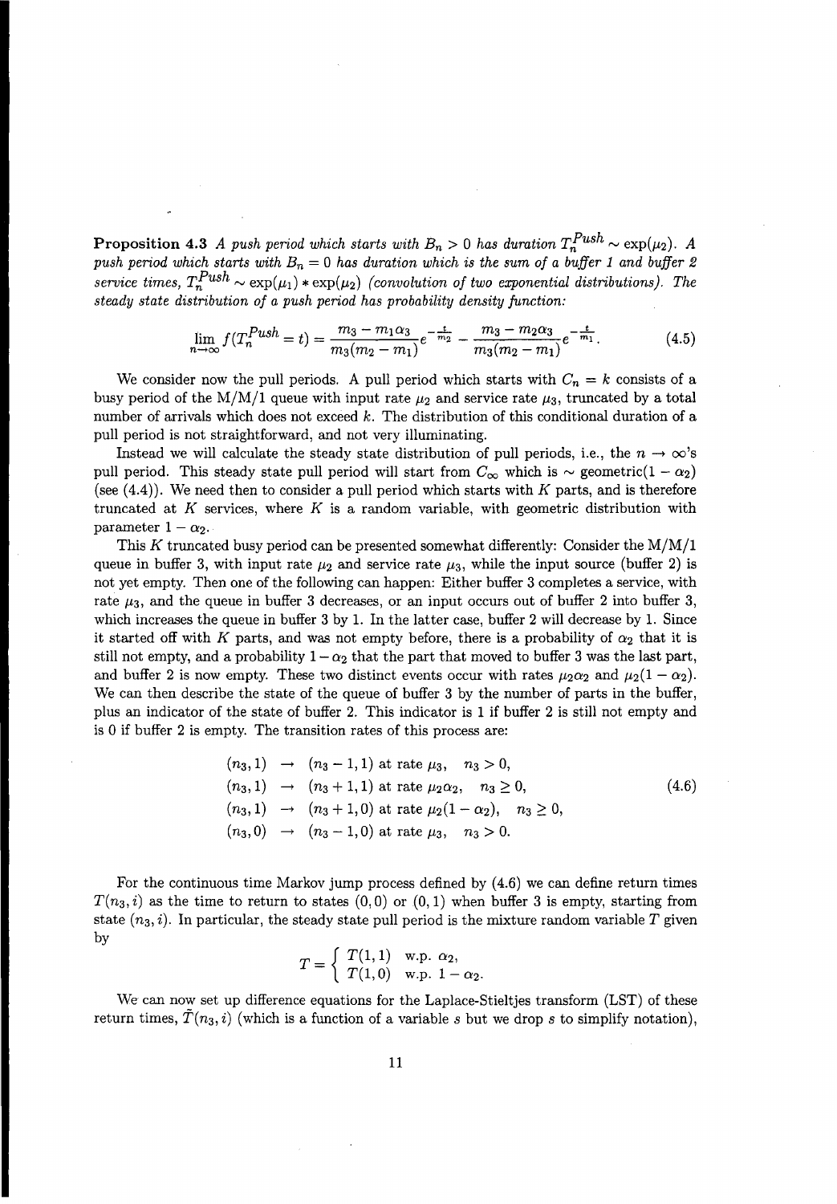**Proposition 4.3** *A push period which starts with $B_n > 0$ has duration $T_n^{Push} \sim \exp(\mu_2)$. A push period which starts with $B_n = 0$ has duration which is the sum of a buffer 1 and buffer 2 service times, $T_n^{Push} \sim \exp(\mu_1) * \exp(\mu_2)$ (convolution of two exponential distributions). The steady state distribution of a push period has probability density function:*

$$\lim_{n\to\infty} f(T_n^{Push} = t) = \frac{m_3 - m_1\alpha_3}{m_3(m_2 - m_1)} e^{-\frac{t}{m_2}} - \frac{m_3 - m_2\alpha_3}{m_3(m_2 - m_1)} e^{-\frac{t}{m_1}}. \tag{4.5}$$

We consider now the pull periods. A pull period which starts with $C_n = k$ consists of a busy period of the M/M/1 queue with input rate $\mu_2$ and service rate $\mu_3$, truncated by a total number of arrivals which does not exceed $k$. The distribution of this conditional duration of a pull period is not straightforward, and not very illuminating.

Instead we will calculate the steady state distribution of pull periods, i.e., the $n \to \infty$'s pull period. This steady state pull period will start from $C_\infty$ which is $\sim$ geometric$(1 - \alpha_2)$ (see (4.4)). We need then to consider a pull period which starts with $K$ parts, and is therefore truncated at $K$ services, where $K$ is a random variable, with geometric distribution with parameter $1 - \alpha_2$.

This $K$ truncated busy period can be presented somewhat differently: Consider the M/M/1 queue in buffer 3, with input rate $\mu_2$ and service rate $\mu_3$, while the input source (buffer 2) is not yet empty. Then one of the following can happen: Either buffer 3 completes a service, with rate $\mu_3$, and the queue in buffer 3 decreases, or an input occurs out of buffer 2 into buffer 3, which increases the queue in buffer 3 by 1. In the latter case, buffer 2 will decrease by 1. Since it started off with $K$ parts, and was not empty before, there is a probability of $\alpha_2$ that it is still not empty, and a probability $1 - \alpha_2$ that the part that moved to buffer 3 was the last part, and buffer 2 is now empty. These two distinct events occur with rates $\mu_2\alpha_2$ and $\mu_2(1 - \alpha_2)$. We can then describe the state of the queue of buffer 3 by the number of parts in the buffer, plus an indicator of the state of buffer 2. This indicator is 1 if buffer 2 is still not empty and is 0 if buffer 2 is empty. The transition rates of this process are:

$$\begin{aligned}
(n_3, 1) &\to (n_3 - 1, 1) \text{ at rate } \mu_3, \quad n_3 > 0, \\
(n_3, 1) &\to (n_3 + 1, 1) \text{ at rate } \mu_2\alpha_2, \quad n_3 \geq 0, \\
(n_3, 1) &\to (n_3 + 1, 0) \text{ at rate } \mu_2(1 - \alpha_2), \quad n_3 \geq 0, \\
(n_3, 0) &\to (n_3 - 1, 0) \text{ at rate } \mu_3, \quad n_3 > 0.
\end{aligned} \tag{4.6}$$

For the continuous time Markov jump process defined by (4.6) we can define return times $T(n_3, i)$ as the time to return to states $(0,0)$ or $(0,1)$ when buffer 3 is empty, starting from state $(n_3, i)$. In particular, the steady state pull period is the mixture random variable $T$ given by

$$T = \begin{cases} T(1,1) & \text{w.p. } \alpha_2, \\ T(1,0) & \text{w.p. } 1 - \alpha_2. \end{cases}$$

We can now set up difference equations for the Laplace-Stieltjes transform (LST) of these return times, $\tilde{T}(n_3, i)$ (which is a function of a variable $s$ but we drop $s$ to simplify notation),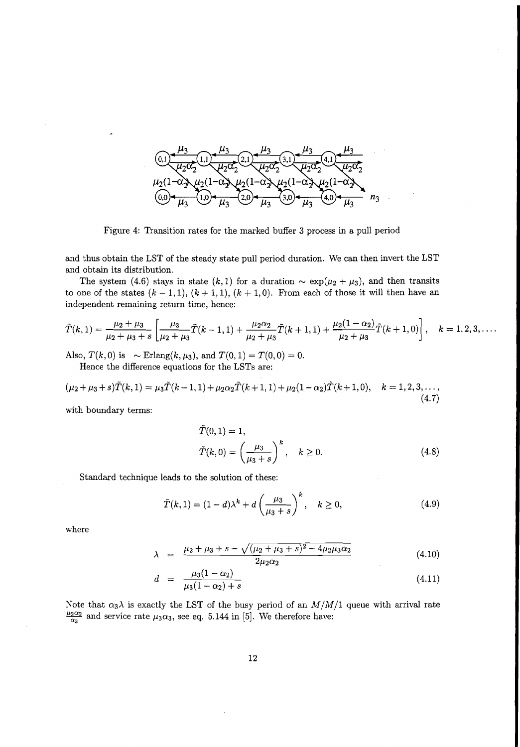Figure 4: Transition rates for the marked buffer 3 process in a pull period

and thus obtain the LST of the steady state pull period duration. We can then invert the LST and obtain its distribution.

The system (4.6) stays in state $(k,1)$ for a duration $\sim \exp(\mu_2+\mu_3)$, and then transits to one of the states $(k-1,1)$, $(k+1,1)$, $(k+1,0)$. From each of those it will then have an independent remaining return time, hence:

$$\tilde{T}(k,1) = \frac{\mu_2+\mu_3}{\mu_2+\mu_3+s}\left[\frac{\mu_3}{\mu_2+\mu_3}\tilde{T}(k-1,1) + \frac{\mu_2\alpha_2}{\mu_2+\mu_3}\tilde{T}(k+1,1) + \frac{\mu_2(1-\alpha_2)}{\mu_2+\mu_3}\tilde{T}(k+1,0)\right], \quad k=1,2,3,\ldots.$$

Also, $T(k,0)$ is $\sim \mathrm{Erlang}(k,\mu_3)$, and $T(0,1)=T(0,0)=0$.

Hence the difference equations for the LSTs are:

$$(\mu_2+\mu_3+s)\tilde{T}(k,1) = \mu_3\tilde{T}(k-1,1) + \mu_2\alpha_2\tilde{T}(k+1,1) + \mu_2(1-\alpha_2)\tilde{T}(k+1,0), \quad k=1,2,3,\ldots, \tag{4.7}$$

with boundary terms:

$$\tilde{T}(0,1) = 1,$$
$$\tilde{T}(k,0) = \left(\frac{\mu_3}{\mu_3+s}\right)^k, \quad k \geq 0. \tag{4.8}$$

Standard technique leads to the solution of these:

$$\tilde{T}(k,1) = (1-d)\lambda^k + d\left(\frac{\mu_3}{\mu_3+s}\right)^k, \quad k \geq 0, \tag{4.9}$$

where

$$\lambda = \frac{\mu_2+\mu_3+s-\sqrt{(\mu_2+\mu_3+s)^2-4\mu_2\mu_3\alpha_2}}{2\mu_2\alpha_2} \tag{4.10}$$

$$d = \frac{\mu_3(1-\alpha_2)}{\mu_3(1-\alpha_2)+s} \tag{4.11}$$

Note that $\alpha_3\lambda$ is exactly the LST of the busy period of an $M/M/1$ queue with arrival rate $\frac{\mu_2\alpha_2}{\alpha_3}$ and service rate $\mu_3\alpha_3$, see eq. 5.144 in [5]. We therefore have: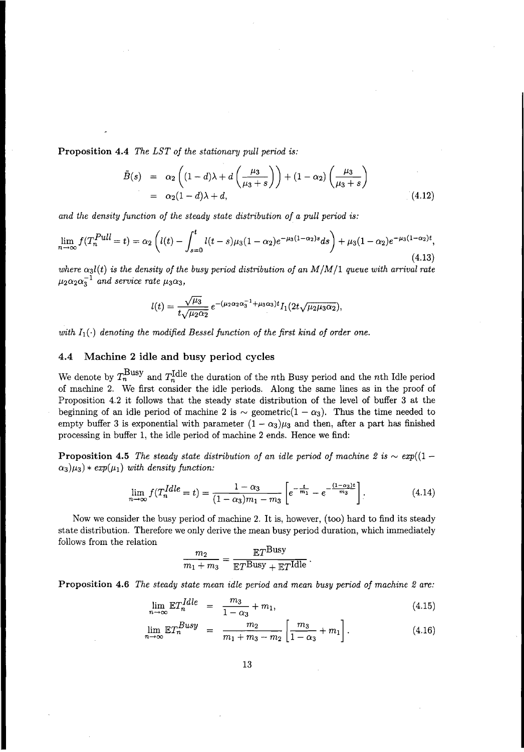**Proposition 4.4** *The LST of the stationary pull period is:*

$$
\begin{aligned}
\tilde{B}(s) &= \alpha_2 \left( (1-d)\lambda + d\left(\frac{\mu_3}{\mu_3+s}\right)\right) + (1-\alpha_2)\left(\frac{\mu_3}{\mu_3+s}\right) \\
&= \alpha_2(1-d)\lambda + d, \qquad (4.12)
\end{aligned}
$$

*and the density function of the steady state distribution of a pull period is:*

$$
\lim_{n\to\infty} f(T_n^{Pull}=t) = \alpha_2\left(l(t) - \int_{s=0}^{t} l(t-s)\mu_3(1-\alpha_2)e^{-\mu_3(1-\alpha_2)s}ds\right) + \mu_3(1-\alpha_2)e^{-\mu_3(1-\alpha_2)t}, \qquad (4.13)
$$

*where $\alpha_3 l(t)$ is the density of the busy period distribution of an M/M/1 queue with arrival rate $\mu_2\alpha_2\alpha_3^{-1}$ and service rate $\mu_3\alpha_3$,*

$$
l(t) = \frac{\sqrt{\mu_3}}{t\sqrt{\mu_2\alpha_2}} e^{-(\mu_2\alpha_2\alpha_3^{-1}+\mu_3\alpha_3)t} I_1(2t\sqrt{\mu_2\mu_3\alpha_2}),
$$

*with $I_1(\cdot)$ denoting the modified Bessel function of the first kind of order one.*

## 4.4 Machine 2 idle and busy period cycles

We denote by $T_n^{\text{Busy}}$ and $T_n^{\text{Idle}}$ the duration of the $n$th Busy period and the $n$th Idle period of machine 2. We first consider the idle periods. Along the same lines as in the proof of Proposition 4.2 it follows that the steady state distribution of the level of buffer 3 at the beginning of an idle period of machine 2 is $\sim$ geometric$(1-\alpha_3)$. Thus the time needed to empty buffer 3 is exponential with parameter $(1-\alpha_3)\mu_3$ and then, after a part has finished processing in buffer 1, the idle period of machine 2 ends. Hence we find:

**Proposition 4.5** *The steady state distribution of an idle period of machine 2 is $\sim exp((1-\alpha_3)\mu_3) * exp(\mu_1)$ with density function:*

$$
\lim_{n\to\infty} f(T_n^{Idle}=t) = \frac{1-\alpha_3}{(1-\alpha_3)m_1 - m_3}\left[e^{-\frac{t}{m_1}} - e^{-\frac{(1-\alpha_3)t}{m_3}}\right]. \qquad (4.14)
$$

Now we consider the busy period of machine 2. It is, however, (too) hard to find its steady state distribution. Therefore we only derive the mean busy period duration, which immediately follows from the relation

$$
\frac{m_2}{m_1+m_3} = \frac{\mathbb{E}T^{\text{Busy}}}{\mathbb{E}T^{\text{Busy}} + \mathbb{E}T^{\text{Idle}}}.
$$

**Proposition 4.6** *The steady state mean idle period and mean busy period of machine 2 are:*

$$
\lim_{n\to\infty} \mathbb{E}T_n^{Idle} = \frac{m_3}{1-\alpha_3} + m_1, \qquad (4.15)
$$

$$
\lim_{n\to\infty} \mathbb{E}T_n^{Busy} = \frac{m_2}{m_1+m_3-m_2}\left[\frac{m_3}{1-\alpha_3} + m_1\right]. \qquad (4.16)
$$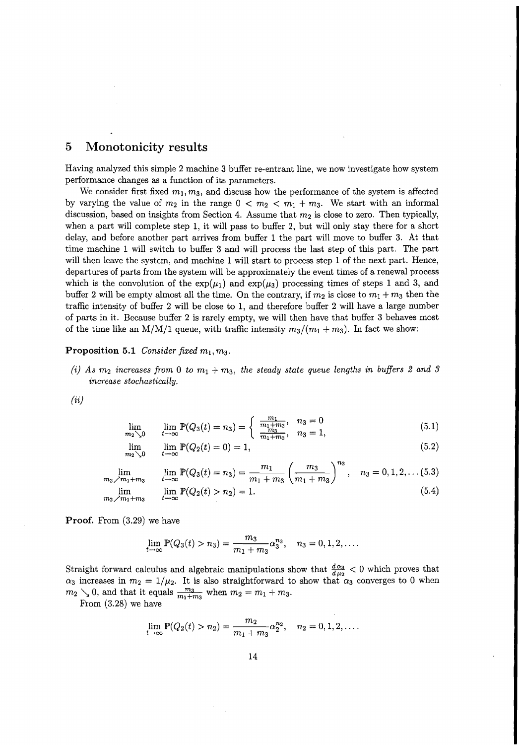## 5 Monotonicity results

Having analyzed this simple 2 machine 3 buffer re-entrant line, we now investigate how system performance changes as a function of its parameters.

We consider first fixed $m_1, m_3$, and discuss how the performance of the system is affected by varying the value of $m_2$ in the range $0 < m_2 < m_1 + m_3$. We start with an informal discussion, based on insights from Section 4. Assume that $m_2$ is close to zero. Then typically, when a part will complete step 1, it will pass to buffer 2, but will only stay there for a short delay, and before another part arrives from buffer 1 the part will move to buffer 3. At that time machine 1 will switch to buffer 3 and will process the last step of this part. The part will then leave the system, and machine 1 will start to process step 1 of the next part. Hence, departures of parts from the system will be approximately the event times of a renewal process which is the convolution of the $\exp(\mu_1)$ and $\exp(\mu_3)$ processing times of steps 1 and 3, and buffer 2 will be empty almost all the time. On the contrary, if $m_2$ is close to $m_1 + m_3$ then the traffic intensity of buffer 2 will be close to 1, and therefore buffer 2 will have a large number of parts in it. Because buffer 2 is rarely empty, we will then have that buffer 3 behaves most of the time like an M/M/1 queue, with traffic intensity $m_3/(m_1 + m_3)$. In fact we show:

**Proposition 5.1** *Consider fixed $m_1, m_3$.*

*(i) As $m_2$ increases from 0 to $m_1 + m_3$, the steady state queue lengths in buffers 2 and 3 increase stochastically.*

*(ii)*

$$\lim_{m_2 \searrow 0} \quad \lim_{t\to\infty} \mathbb{P}(Q_3(t) = n_3) = \begin{cases} \frac{m_1}{m_1+m_3}, & n_3 = 0 \\ \frac{m_3}{m_1+m_3}, & n_3 = 1, \end{cases} \tag{5.1}$$

$$\lim_{m_2 \searrow 0} \quad \lim_{t\to\infty} \mathbb{P}(Q_2(t) = 0) = 1, \tag{5.2}$$

$$\lim_{m_2 \nearrow m_1+m_3} \quad \lim_{t\to\infty} \mathbb{P}(Q_3(t) = n_3) = \frac{m_1}{m_1+m_3}\left(\frac{m_3}{m_1+m_3}\right)^{n_3}, \quad n_3 = 0, 1, 2, \ldots \tag{5.3}$$

$$\lim_{m_2 \nearrow m_1+m_3} \quad \lim_{t\to\infty} \mathbb{P}(Q_2(t) > n_2) = 1. \tag{5.4}$$

**Proof.** From (3.29) we have

$$\lim_{t\to\infty} \mathbb{P}(Q_3(t) > n_3) = \frac{m_3}{m_1+m_3}\alpha_3^{n_3}, \quad n_3 = 0, 1, 2, \ldots.$$

Straight forward calculus and algebraic manipulations show that $\frac{d\alpha_3}{d\mu_2} < 0$ which proves that $\alpha_3$ increases in $m_2 = 1/\mu_2$. It is also straightforward to show that $\alpha_3$ converges to 0 when $m_2 \searrow 0$, and that it equals $\frac{m_3}{m_1+m_3}$ when $m_2 = m_1 + m_3$.

From (3.28) we have

$$\lim_{t\to\infty} \mathbb{P}(Q_2(t) > n_2) = \frac{m_2}{m_1+m_3}\alpha_2^{n_2}, \quad n_2 = 0, 1, 2, \ldots.$$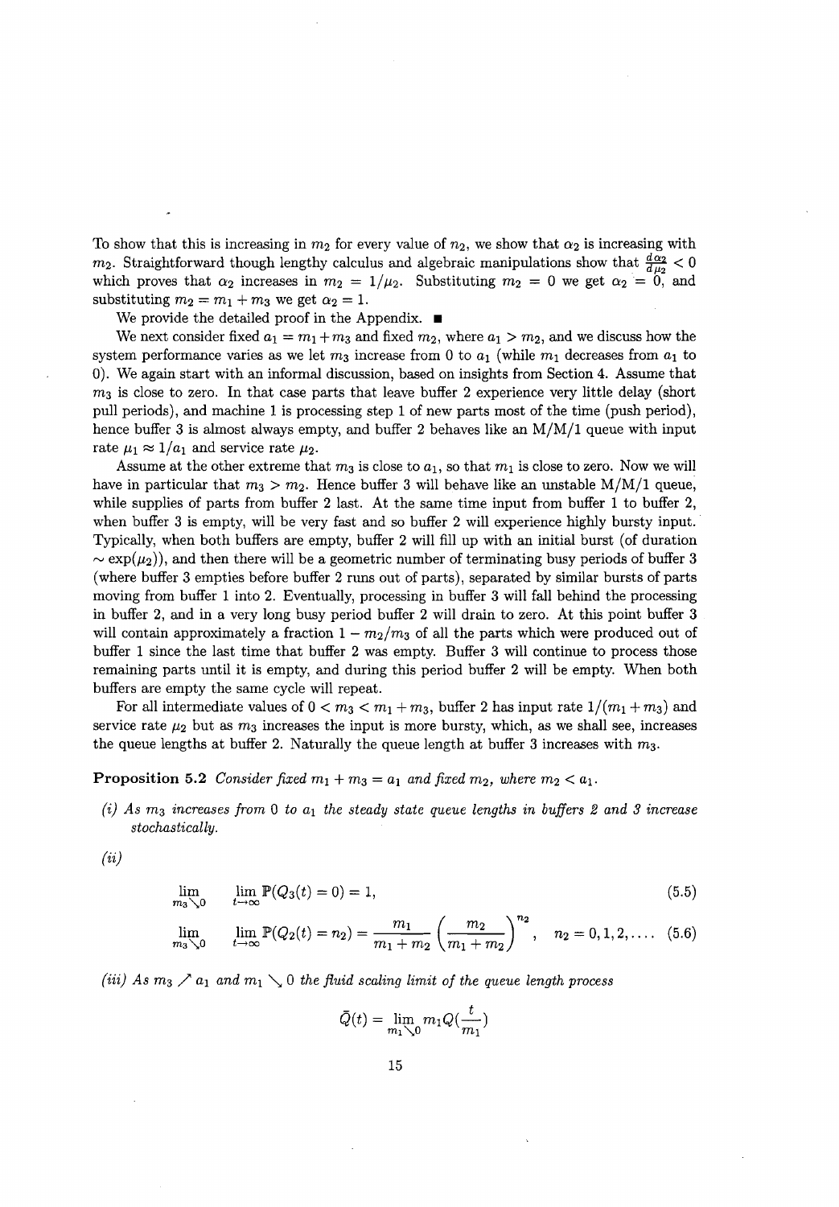To show that this is increasing in $m_2$ for every value of $n_2$, we show that $\alpha_2$ is increasing with $m_2$. Straightforward though lengthy calculus and algebraic manipulations show that $\frac{d\alpha_2}{d\mu_2} < 0$ which proves that $\alpha_2$ increases in $m_2 = 1/\mu_2$. Substituting $m_2 = 0$ we get $\alpha_2 = 0$, and substituting $m_2 = m_1 + m_3$ we get $\alpha_2 = 1$.

We provide the detailed proof in the Appendix. ■

We next consider fixed $a_1 = m_1 + m_3$ and fixed $m_2$, where $a_1 > m_2$, and we discuss how the system performance varies as we let $m_3$ increase from 0 to $a_1$ (while $m_1$ decreases from $a_1$ to 0). We again start with an informal discussion, based on insights from Section 4. Assume that $m_3$ is close to zero. In that case parts that leave buffer 2 experience very little delay (short pull periods), and machine 1 is processing step 1 of new parts most of the time (push period), hence buffer 3 is almost always empty, and buffer 2 behaves like an M/M/1 queue with input rate $\mu_1 \approx 1/a_1$ and service rate $\mu_2$.

Assume at the other extreme that $m_3$ is close to $a_1$, so that $m_1$ is close to zero. Now we will have in particular that $m_3 > m_2$. Hence buffer 3 will behave like an unstable M/M/1 queue, while supplies of parts from buffer 2 last. At the same time input from buffer 1 to buffer 2, when buffer 3 is empty, will be very fast and so buffer 2 will experience highly bursty input. Typically, when both buffers are empty, buffer 2 will fill up with an initial burst (of duration $\sim \exp(\mu_2)$), and then there will be a geometric number of terminating busy periods of buffer 3 (where buffer 3 empties before buffer 2 runs out of parts), separated by similar bursts of parts moving from buffer 1 into 2. Eventually, processing in buffer 3 will fall behind the processing in buffer 2, and in a very long busy period buffer 2 will drain to zero. At this point buffer 3 will contain approximately a fraction $1 - m_2/m_3$ of all the parts which were produced out of buffer 1 since the last time that buffer 2 was empty. Buffer 3 will continue to process those remaining parts until it is empty, and during this period buffer 2 will be empty. When both buffers are empty the same cycle will repeat.

For all intermediate values of $0 < m_3 < m_1 + m_3$, buffer 2 has input rate $1/(m_1 + m_3)$ and service rate $\mu_2$ but as $m_3$ increases the input is more bursty, which, as we shall see, increases the queue lengths at buffer 2. Naturally the queue length at buffer 3 increases with $m_3$.

**Proposition 5.2** *Consider fixed $m_1 + m_3 = a_1$ and fixed $m_2$, where $m_2 < a_1$.*

*(i) As $m_3$ increases from 0 to $a_1$ the steady state queue lengths in buffers 2 and 3 increase stochastically.*

*(ii)*

$$\lim_{m_3 \searrow 0} \quad \lim_{t \to \infty} \mathbb{P}(Q_3(t) = 0) = 1, \tag{5.5}$$

$$\lim_{m_3 \searrow 0} \quad \lim_{t \to \infty} \mathbb{P}(Q_2(t) = n_2) = \frac{m_1}{m_1 + m_2} \left( \frac{m_2}{m_1 + m_2} \right)^{n_2}, \quad n_2 = 0, 1, 2, \ldots \tag{5.6}$$

*(iii) As $m_3 \nearrow a_1$ and $m_1 \searrow 0$ the fluid scaling limit of the queue length process*

$$\bar{Q}(t) = \lim_{m_1 \searrow 0} m_1 Q(\frac{t}{m_1})$$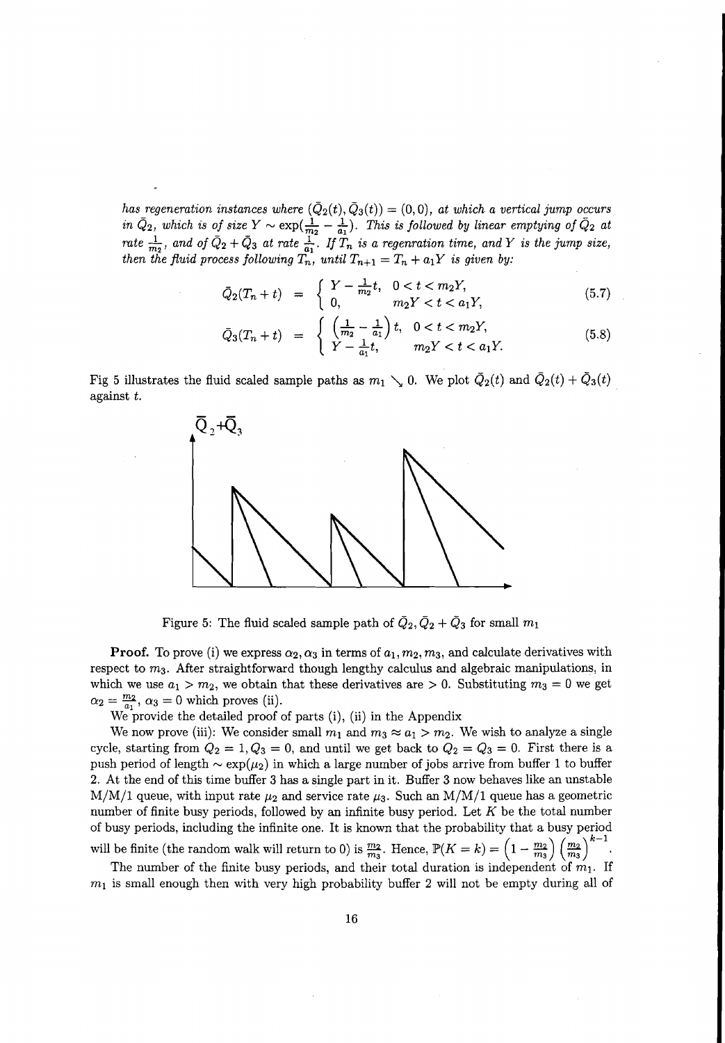*has regeneration instances where $(\bar{Q}_2(t), \bar{Q}_3(t)) = (0,0)$, at which a vertical jump occurs in $\bar{Q}_2$, which is of size $Y \sim \exp(\frac{1}{m_2} - \frac{1}{a_1})$. This is followed by linear emptying of $\bar{Q}_2$ at rate $\frac{1}{m_2}$, and of $\bar{Q}_2 + \bar{Q}_3$ at rate $\frac{1}{a_1}$. If $T_n$ is a regenration time, and $Y$ is the jump size, then the fluid process following $T_n$, until $T_{n+1} = T_n + a_1 Y$ is given by:*

$$\bar{Q}_2(T_n + t) = \begin{cases} Y - \frac{1}{m_2}t, & 0 < t < m_2 Y, \\ 0, & m_2 Y < t < a_1 Y, \end{cases} \tag{5.7}$$

$$\bar{Q}_3(T_n + t) = \begin{cases} \left(\frac{1}{m_2} - \frac{1}{a_1}\right)t, & 0 < t < m_2 Y, \\ Y - \frac{1}{a_1}t, & m_2 Y < t < a_1 Y. \end{cases} \tag{5.8}$$

Fig 5 illustrates the fluid scaled sample paths as $m_1 \searrow 0$. We plot $\bar{Q}_2(t)$ and $\bar{Q}_2(t) + \bar{Q}_3(t)$ against $t$.

Figure 5: The fluid scaled sample path of $\bar{Q}_2, \bar{Q}_2 + \bar{Q}_3$ for small $m_1$

**Proof.** To prove (i) we express $\alpha_2, \alpha_3$ in terms of $a_1, m_2, m_3$, and calculate derivatives with respect to $m_3$. After straightforward though lengthy calculus and algebraic manipulations, in which we use $a_1 > m_2$, we obtain that these derivatives are $> 0$. Substituting $m_3 = 0$ we get $\alpha_2 = \frac{m_2}{a_1}$, $\alpha_3 = 0$ which proves (ii).

We provide the detailed proof of parts (i), (ii) in the Appendix

We now prove (iii): We consider small $m_1$ and $m_3 \approx a_1 > m_2$. We wish to analyze a single cycle, starting from $Q_2 = 1, Q_3 = 0$, and until we get back to $Q_2 = Q_3 = 0$. First there is a push period of length $\sim \exp(\mu_2)$ in which a large number of jobs arrive from buffer 1 to buffer 2. At the end of this time buffer 3 has a single part in it. Buffer 3 now behaves like an unstable M/M/1 queue, with input rate $\mu_2$ and service rate $\mu_3$. Such an M/M/1 queue has a geometric number of finite busy periods, followed by an infinite busy period. Let $K$ be the total number of busy periods, including the infinite one. It is known that the probability that a busy period will be finite (the random walk will return to 0) is $\frac{m_2}{m_3}$. Hence, $\mathbb{P}(K = k) = \left(1 - \frac{m_2}{m_3}\right)\left(\frac{m_2}{m_3}\right)^{k-1}$.

The number of the finite busy periods, and their total duration is independent of $m_1$. If $m_1$ is small enough then with very high probability buffer 2 will not be empty during all of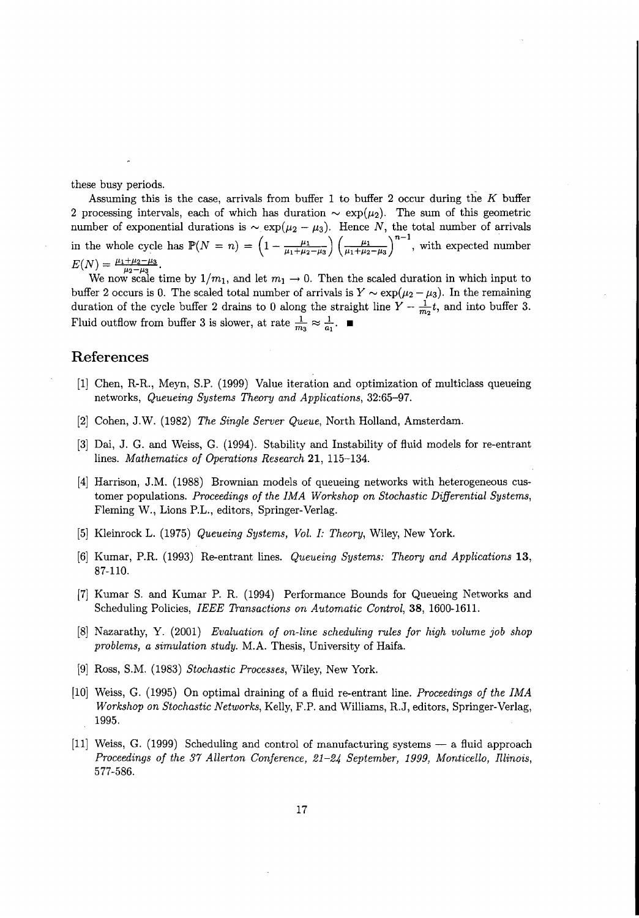these busy periods.

Assuming this is the case, arrivals from buffer 1 to buffer 2 occur during the $K$ buffer 2 processing intervals, each of which has duration $\sim \exp(\mu_2)$. The sum of this geometric number of exponential durations is $\sim \exp(\mu_2 - \mu_3)$. Hence $N$, the total number of arrivals in the whole cycle has $\mathbb{P}(N = n) = \left(1 - \frac{\mu_1}{\mu_1+\mu_2-\mu_3}\right)\left(\frac{\mu_1}{\mu_1+\mu_2-\mu_3}\right)^{n-1}$, with expected number $E(N) = \frac{\mu_1+\mu_2-\mu_3}{\mu_2-\mu_3}$.

We now scale time by $1/m_1$, and let $m_1 \to 0$. Then the scaled duration in which input to buffer 2 occurs is 0. The scaled total number of arrivals is $Y \sim \exp(\mu_2 - \mu_3)$. In the remaining duration of the cycle buffer 2 drains to 0 along the straight line $Y - \frac{1}{m_2}t$, and into buffer 3. Fluid outflow from buffer 3 is slower, at rate $\frac{1}{m_3} \approx \frac{1}{a_1}$. ■

## References

[1] Chen, R-R., Meyn, S.P. (1999) Value iteration and optimization of multiclass queueing networks, *Queueing Systems Theory and Applications*, 32:65–97.

[2] Cohen, J.W. (1982) *The Single Server Queue*, North Holland, Amsterdam.

[3] Dai, J. G. and Weiss, G. (1994). Stability and Instability of fluid models for re-entrant lines. *Mathematics of Operations Research* **21**, 115–134.

[4] Harrison, J.M. (1988) Brownian models of queueing networks with heterogeneous customer populations. *Proceedings of the IMA Workshop on Stochastic Differential Systems*, Fleming W., Lions P.L., editors, Springer-Verlag.

[5] Kleinrock L. (1975) *Queueing Systems, Vol. I: Theory*, Wiley, New York.

[6] Kumar, P.R. (1993) Re-entrant lines. *Queueing Systems: Theory and Applications* **13**, 87-110.

[7] Kumar S. and Kumar P. R. (1994) Performance Bounds for Queueing Networks and Scheduling Policies, *IEEE Transactions on Automatic Control*, **38**, 1600-1611.

[8] Nazarathy, Y. (2001) *Evaluation of on-line scheduling rules for high volume job shop problems, a simulation study.* M.A. Thesis, University of Haifa.

[9] Ross, S.M. (1983) *Stochastic Processes*, Wiley, New York.

[10] Weiss, G. (1995) On optimal draining of a fluid re-entrant line. *Proceedings of the IMA Workshop on Stochastic Networks*, Kelly, F.P. and Williams, R.J, editors, Springer-Verlag, 1995.

[11] Weiss, G. (1999) Scheduling and control of manufacturing systems — a fluid approach *Proceedings of the 37 Allerton Conference, 21-24 September, 1999, Monticello, Illinois*, 577-586.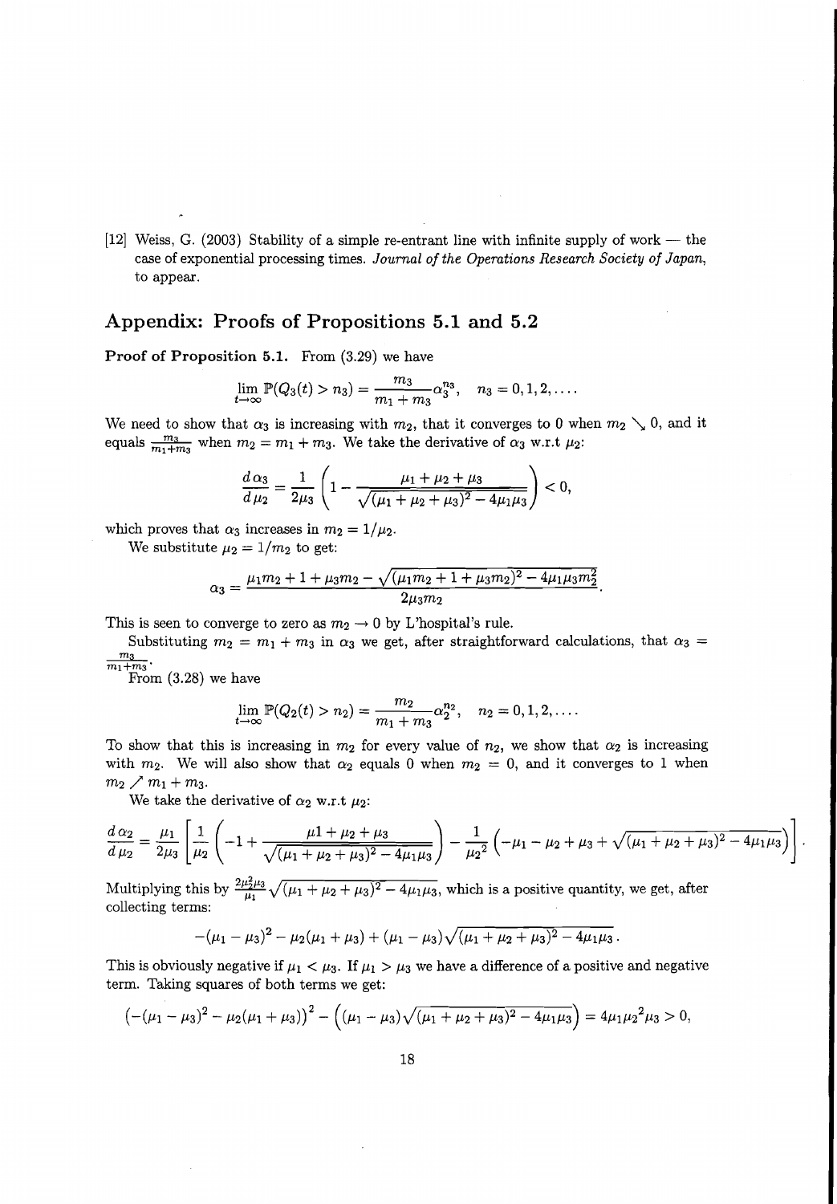[12] Weiss, G. (2003) Stability of a simple re-entrant line with infinite supply of work — the case of exponential processing times. *Journal of the Operations Research Society of Japan*, to appear.

## Appendix: Proofs of Propositions 5.1 and 5.2

**Proof of Proposition 5.1.** From (3.29) we have

$$\lim_{t\to\infty} \mathbb{P}(Q_3(t) > n_3) = \frac{m_3}{m_1+m_3}\alpha_3^{n_3}, \quad n_3 = 0,1,2,\ldots.$$

We need to show that $\alpha_3$ is increasing with $m_2$, that it converges to 0 when $m_2 \searrow 0$, and it equals $\frac{m_3}{m_1+m_3}$ when $m_2 = m_1 + m_3$. We take the derivative of $\alpha_3$ w.r.t $\mu_2$:

$$\frac{d\,\alpha_3}{d\,\mu_2} = \frac{1}{2\mu_3}\left(1 - \frac{\mu_1+\mu_2+\mu_3}{\sqrt{(\mu_1+\mu_2+\mu_3)^2 - 4\mu_1\mu_3}}\right) < 0,$$

which proves that $\alpha_3$ increases in $m_2 = 1/\mu_2$.

We substitute $\mu_2 = 1/m_2$ to get:

$$\alpha_3 = \frac{\mu_1 m_2 + 1 + \mu_3 m_2 - \sqrt{(\mu_1 m_2 + 1 + \mu_3 m_2)^2 - 4\mu_1\mu_3 m_2^2}}{2\mu_3 m_2}.$$

This is seen to converge to zero as $m_2 \to 0$ by L'hospital's rule.

Substituting $m_2 = m_1 + m_3$ in $\alpha_3$ we get, after straightforward calculations, that $\alpha_3 = \frac{m_3}{m_1+m_3}$.

From (3.28) we have

$$\lim_{t\to\infty} \mathbb{P}(Q_2(t) > n_2) = \frac{m_2}{m_1+m_3}\alpha_2^{n_2}, \quad n_2 = 0,1,2,\ldots.$$

To show that this is increasing in $m_2$ for every value of $n_2$, we show that $\alpha_2$ is increasing with $m_2$. We will also show that $\alpha_2$ equals 0 when $m_2 = 0$, and it converges to 1 when $m_2 \nearrow m_1 + m_3$.

We take the derivative of $\alpha_2$ w.r.t $\mu_2$:

$$\frac{d\,\alpha_2}{d\,\mu_2} = \frac{\mu_1}{2\mu_3}\left[\frac{1}{\mu_2}\left(-1 + \frac{\mu 1+\mu_2+\mu_3}{\sqrt{(\mu_1+\mu_2+\mu_3)^2 - 4\mu_1\mu_3}}\right) - \frac{1}{\mu_2{}^2}\left(-\mu_1 - \mu_2 + \mu_3 + \sqrt{(\mu_1+\mu_2+\mu_3)^2 - 4\mu_1\mu_3}\right)\right].$$

Multiplying this by $\frac{2\mu_2^2\mu_3}{\mu_1}\sqrt{(\mu_1+\mu_2+\mu_3)^2 - 4\mu_1\mu_3}$, which is a positive quantity, we get, after collecting terms:

$$-(\mu_1-\mu_3)^2 - \mu_2(\mu_1+\mu_3) + (\mu_1-\mu_3)\sqrt{(\mu_1+\mu_2+\mu_3)^2 - 4\mu_1\mu_3}\,.$$

This is obviously negative if $\mu_1 < \mu_3$. If $\mu_1 > \mu_3$ we have a difference of a positive and negative term. Taking squares of both terms we get:

$$\left(-(\mu_1-\mu_3)^2 - \mu_2(\mu_1+\mu_3)\right)^2 - \left((\mu_1-\mu_3)\sqrt{(\mu_1+\mu_2+\mu_3)^2 - 4\mu_1\mu_3}\right) = 4\mu_1\mu_2{}^2\mu_3 > 0,$$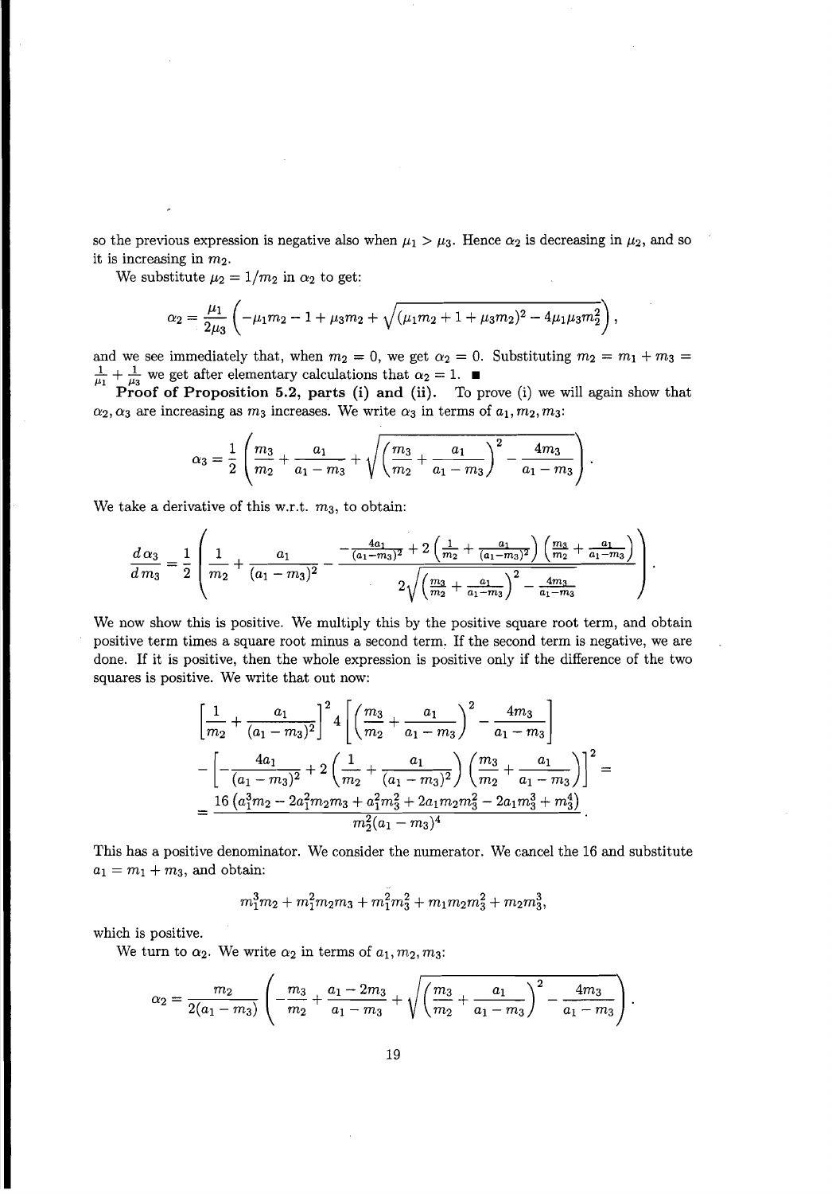so the previous expression is negative also when $\mu_1 > \mu_3$. Hence $\alpha_2$ is decreasing in $\mu_2$, and so it is increasing in $m_2$.

We substitute $\mu_2 = 1/m_2$ in $\alpha_2$ to get:

$$\alpha_2 = \frac{\mu_1}{2\mu_3}\left(-\mu_1 m_2 - 1 + \mu_3 m_2 + \sqrt{(\mu_1 m_2 + 1 + \mu_3 m_2)^2 - 4\mu_1\mu_3 m_2^2}\right),$$

and we see immediately that, when $m_2 = 0$, we get $\alpha_2 = 0$. Substituting $m_2 = m_1 + m_3 = \frac{1}{\mu_1} + \frac{1}{\mu_3}$ we get after elementary calculations that $\alpha_2 = 1$. ■

**Proof of Proposition 5.2, parts (i) and (ii).** To prove (i) we will again show that $\alpha_2, \alpha_3$ are increasing as $m_3$ increases. We write $\alpha_3$ in terms of $a_1, m_2, m_3$:

$$\alpha_3 = \frac{1}{2}\left(\frac{m_3}{m_2} + \frac{a_1}{a_1 - m_3} + \sqrt{\left(\frac{m_3}{m_2} + \frac{a_1}{a_1 - m_3}\right)^2 - \frac{4m_3}{a_1 - m_3}}\right).$$

We take a derivative of this w.r.t. $m_3$, to obtain:

$$\frac{d\alpha_3}{dm_3} = \frac{1}{2}\left(\frac{1}{m_2} + \frac{a_1}{(a_1 - m_3)^2} - \frac{-\frac{4a_1}{(a_1-m_3)^2} + 2\left(\frac{1}{m_2} + \frac{a_1}{(a_1-m_3)^2}\right)\left(\frac{m_3}{m_2} + \frac{a_1}{a_1-m_3}\right)}{2\sqrt{\left(\frac{m_3}{m_2} + \frac{a_1}{a_1-m_3}\right)^2 - \frac{4m_3}{a_1-m_3}}}\right).$$

We now show this is positive. We multiply this by the positive square root term, and obtain positive term times a square root minus a second term. If the second term is negative, we are done. If it is positive, then the whole expression is positive only if the difference of the two squares is positive. We write that out now:

$$\begin{aligned}
&\left[\frac{1}{m_2} + \frac{a_1}{(a_1 - m_3)^2}\right]^2 4\left[\left(\frac{m_3}{m_2} + \frac{a_1}{a_1 - m_3}\right)^2 - \frac{4m_3}{a_1 - m_3}\right] \\
&- \left[-\frac{4a_1}{(a_1 - m_3)^2} + 2\left(\frac{1}{m_2} + \frac{a_1}{(a_1 - m_3)^2}\right)\left(\frac{m_3}{m_2} + \frac{a_1}{a_1 - m_3}\right)\right]^2 = \\
&= \frac{16\left(a_1^3 m_2 - 2a_1^2 m_2 m_3 + a_1^2 m_3^2 + 2a_1 m_2 m_3^2 - 2a_1 m_3^3 + m_3^4\right)}{m_2^2(a_1 - m_3)^4}.
\end{aligned}$$

This has a positive denominator. We consider the numerator. We cancel the 16 and substitute $a_1 = m_1 + m_3$, and obtain:

$$m_1^3 m_2 + m_1^2 m_2 m_3 + m_1^2 m_3^2 + m_1 m_2 m_3^2 + m_2 m_3^3,$$

which is positive.

We turn to $\alpha_2$. We write $\alpha_2$ in terms of $a_1, m_2, m_3$:

$$\alpha_2 = \frac{m_2}{2(a_1 - m_3)}\left(-\frac{m_3}{m_2} + \frac{a_1 - 2m_3}{a_1 - m_3} + \sqrt{\left(\frac{m_3}{m_2} + \frac{a_1}{a_1 - m_3}\right)^2 - \frac{4m_3}{a_1 - m_3}}\right).$$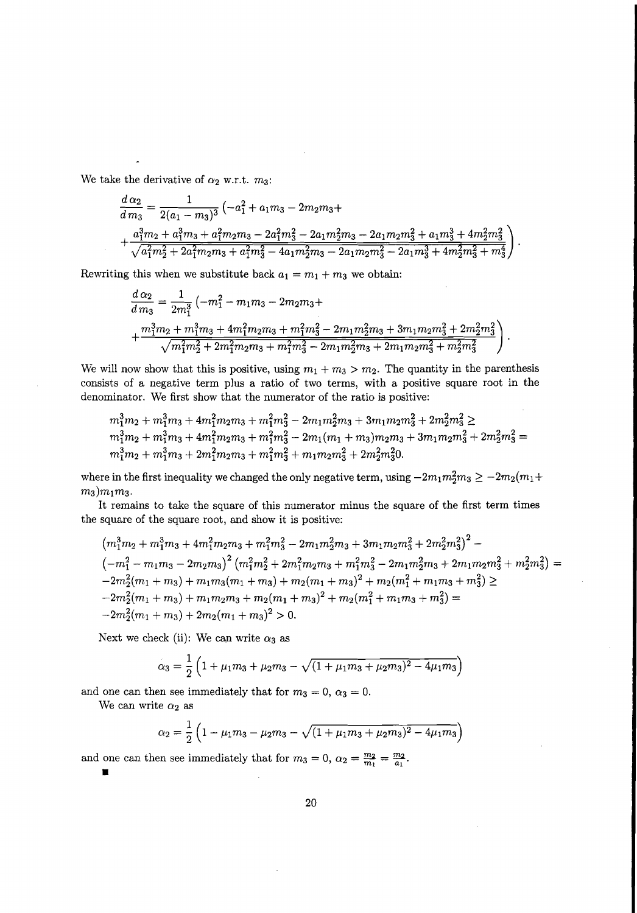We take the derivative of $\alpha_2$ w.r.t. $m_3$:

$$\frac{d\,\alpha_2}{d\,m_3} = \frac{1}{2(a_1 - m_3)^3}\left(-a_1^2 + a_1 m_3 - 2m_2 m_3 + \right.$$
$$\left. + \frac{a_1^3 m_2 + a_1^3 m_3 + a_1^2 m_2 m_3 - 2a_1^2 m_3^2 - 2a_1 m_2^2 m_3 - 2a_1 m_2 m_3^2 + a_1 m_3^3 + 4m_2^2 m_3^2}{\sqrt{a_1^2 m_2^2 + 2a_1^2 m_2 m_3 + a_1^2 m_3^2 - 4a_1 m_2^2 m_3 - 2a_1 m_2 m_3^2 - 2a_1 m_3^3 + 4m_2^2 m_3^2 + m_3^4}}\right).$$

Rewriting this when we substitute back $a_1 = m_1 + m_3$ we obtain:

$$\frac{d\,\alpha_2}{d\,m_3} = \frac{1}{2m_1^3}\left(-m_1^2 - m_1 m_3 - 2m_2 m_3 + \right.$$
$$\left. + \frac{m_1^3 m_2 + m_1^3 m_3 + 4m_1^2 m_2 m_3 + m_1^2 m_3^2 - 2m_1 m_2^2 m_3 + 3m_1 m_2 m_3^2 + 2m_2^2 m_3^2}{\sqrt{m_1^2 m_2^2 + 2m_1^2 m_2 m_3 + m_1^2 m_3^2 - 2m_1 m_2^2 m_3 + 2m_1 m_2 m_3^2 + m_2^2 m_3^2}}\right).$$

We will now show that this is positive, using $m_1 + m_3 > m_2$. The quantity in the parenthesis consists of a negative term plus a ratio of two terms, with a positive square root in the denominator. We first show that the numerator of the ratio is positive:

$$\begin{aligned}
&m_1^3 m_2 + m_1^3 m_3 + 4m_1^2 m_2 m_3 + m_1^2 m_3^2 - 2m_1 m_2^2 m_3 + 3m_1 m_2 m_3^2 + 2m_2^2 m_3^2 \geq \\
&m_1^3 m_2 + m_1^3 m_3 + 4m_1^2 m_2 m_3 + m_1^2 m_3^2 - 2m_1(m_1 + m_3) m_2 m_3 + 3m_1 m_2 m_3^2 + 2m_2^2 m_3^2 = \\
&m_1^3 m_2 + m_1^3 m_3 + 2m_1^2 m_2 m_3 + m_1^2 m_3^2 + m_1 m_2 m_3^2 + 2m_2^2 m_3^2 0.
\end{aligned}$$

where in the first inequality we changed the only negative term, using $-2m_1 m_2^2 m_3 \geq -2m_2(m_1 + m_3)m_1 m_3$.

It remains to take the square of this numerator minus the square of the first term times the square of the square root, and show it is positive:

$$\begin{aligned}
&\left(m_1^3 m_2 + m_1^3 m_3 + 4m_1^2 m_2 m_3 + m_1^2 m_3^2 - 2m_1 m_2^2 m_3 + 3m_1 m_2 m_3^2 + 2m_2^2 m_3^2\right)^2 - \\
&\left(-m_1^2 - m_1 m_3 - 2m_2 m_3\right)^2 \left(m_1^2 m_2^2 + 2m_1^2 m_2 m_3 + m_1^2 m_3^2 - 2m_1 m_2^2 m_3 + 2m_1 m_2 m_3^2 + m_2^2 m_3^2\right) = \\
&-2m_2^2(m_1 + m_3) + m_1 m_3(m_1 + m_3) + m_2(m_1 + m_3)^2 + m_2(m_1^2 + m_1 m_3 + m_3^2) \geq \\
&-2m_2^2(m_1 + m_3) + m_1 m_2 m_3 + m_2(m_1 + m_3)^2 + m_2(m_1^2 + m_1 m_3 + m_3^2) = \\
&-2m_2^2(m_1 + m_3) + 2m_2(m_1 + m_3)^2 > 0.
\end{aligned}$$

Next we check (ii): We can write $\alpha_3$ as

$$\alpha_3 = \frac{1}{2}\left(1 + \mu_1 m_3 + \mu_2 m_3 - \sqrt{(1 + \mu_1 m_3 + \mu_2 m_3)^2 - 4\mu_1 m_3}\right)$$

and one can then see immediately that for $m_3 = 0$, $\alpha_3 = 0$.

We can write $\alpha_2$ as

$$\alpha_2 = \frac{1}{2}\left(1 - \mu_1 m_3 - \mu_2 m_3 - \sqrt{(1 + \mu_1 m_3 + \mu_2 m_3)^2 - 4\mu_1 m_3}\right)$$

and one can then see immediately that for $m_3 = 0$, $\alpha_2 = \frac{m_2}{m_1} = \frac{m_2}{a_1}$.

■